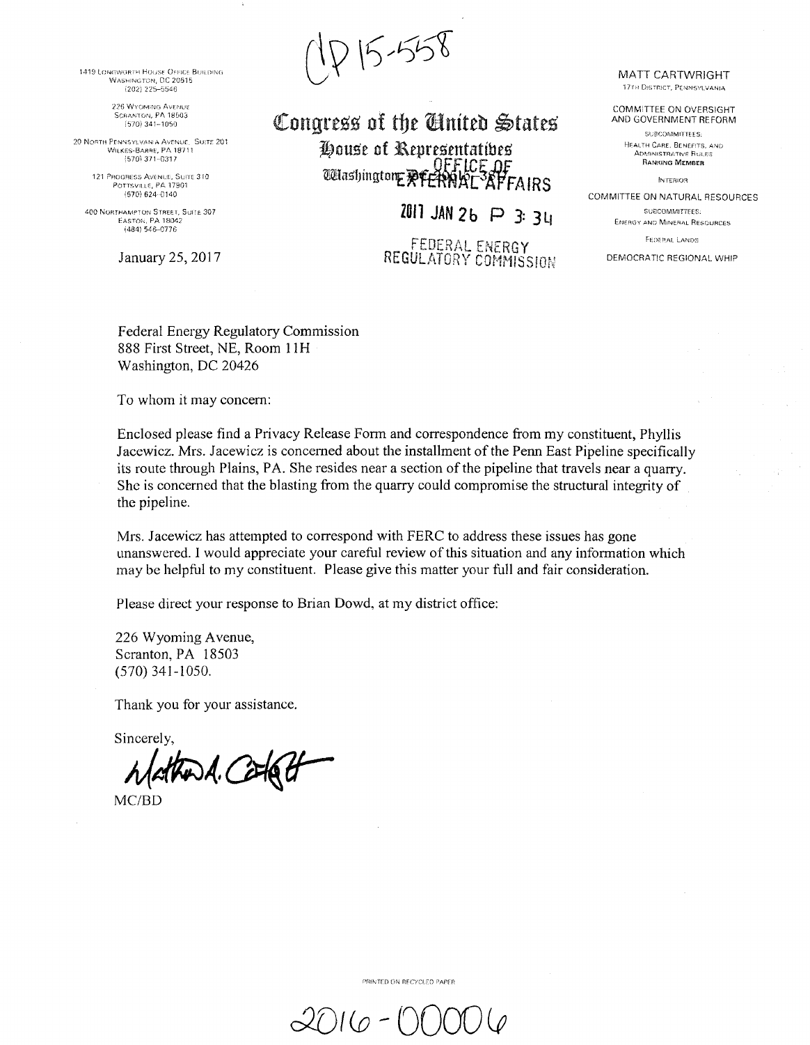CP15-558

1419 Longworth House Office Building
Washington, DC 20515
(202) 225-5546

226 Wyoming Avenue
Scranton, PA 18503
(570) 341-1050

20 North Pennsylvania Avenue, Suite 201
Wilkes-Barre, PA 18711
(570) 371-0317

121 Progress Avenue, Suite 310
Pottsville, PA 17901
(570) 624-0140

400 Northampton Street, Suite 307
Easton, PA 18042
(484) 546-0776

# Congress of the United States
## House of Representatives
Washington, DC 20515-3817

OFFICE OF EXTERNAL AFFAIRS

2017 JAN 26 P 3: 34

FEDERAL ENERGY REGULATORY COMMISSION

MATT CARTWRIGHT
17th District, Pennsylvania

COMMITTEE ON OVERSIGHT AND GOVERNMENT REFORM
Subcommittees:
Health Care, Benefits, and Administrative Rules
Ranking Member
Interior

COMMITTEE ON NATURAL RESOURCES
Subcommittees:
Energy and Mineral Resources
Federal Lands

DEMOCRATIC REGIONAL WHIP

January 25, 2017

Federal Energy Regulatory Commission
888 First Street, NE, Room 11H
Washington, DC 20426

To whom it may concern:

Enclosed please find a Privacy Release Form and correspondence from my constituent, Phyllis Jacewicz. Mrs. Jacewicz is concerned about the installment of the Penn East Pipeline specifically its route through Plains, PA. She resides near a section of the pipeline that travels near a quarry. She is concerned that the blasting from the quarry could compromise the structural integrity of the pipeline.

Mrs. Jacewicz has attempted to correspond with FERC to address these issues has gone unanswered. I would appreciate your careful review of this situation and any information which may be helpful to my constituent. Please give this matter your full and fair consideration.

Please direct your response to Brian Dowd, at my district office:

226 Wyoming Avenue,
Scranton, PA 18503
(570) 341-1050.

Thank you for your assistance.

Sincerely,

Matthew A. Cartwright

MC/BD

PRINTED ON RECYCLED PAPER

2016-00006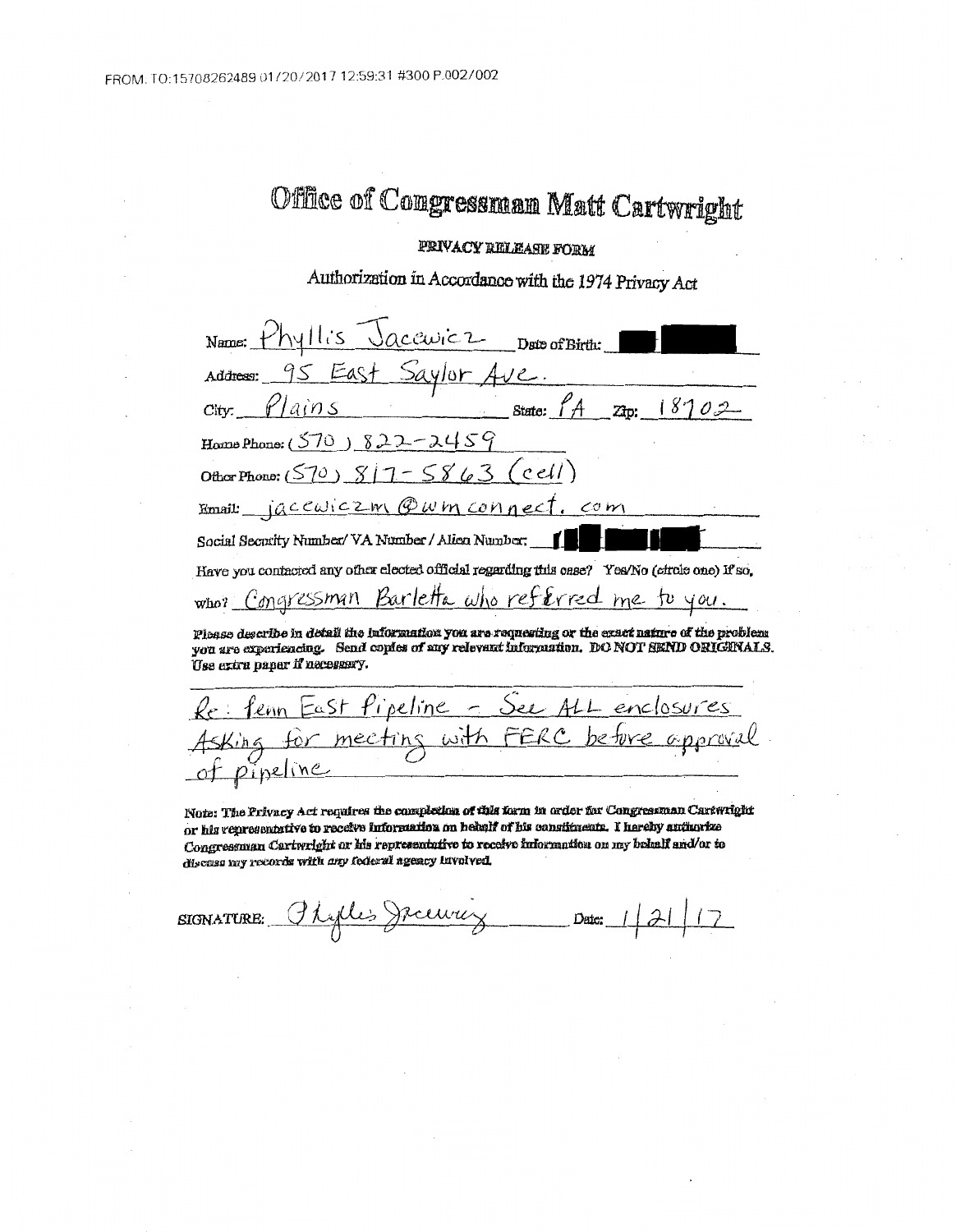FROM. TO:15708262489 01/20/2017 12:59:31 #300 P.002/002

# Office of Congressman Matt Cartwright

## PRIVACY RELEASE FORM

Authorization in Accordance with the 1974 Privacy Act

Name: Phyllis Jacewicz Date of Birth: [redacted]

Address: 95 East Saylor Ave.

City: Plains State: PA Zip: 18702

Home Phone: (570) 822-2459

Other Phone: (570) 817-5863 (cell)

Email: jacewiczm@wmconnect.com

Social Security Number/ VA Number / Alien Number: [redacted]

Have you contacted any other elected official regarding this case? Yes/No (circle one) If so, who? Congressman Barletta who referred me to you.

**Please describe in detail the information you are requesting or the exact nature of the problem you are experiencing. Send copies of any relevant information. DO NOT SEND ORIGINALS. Use extra paper if necessary.**

Re: Penn East Pipeline - See ALL enclosures Asking for meeting with FERC before approval of pipeline

**Note: The Privacy Act requires the completion of this form in order for Congressman Cartwright or his representative to receive information on behalf of his constituents. I hereby authorize Congressman Cartwright or his representative to receive information on my behalf and/or to discuss my records with any federal agency involved.**

SIGNATURE: Phyllis Jacewicz Date: 1/21/17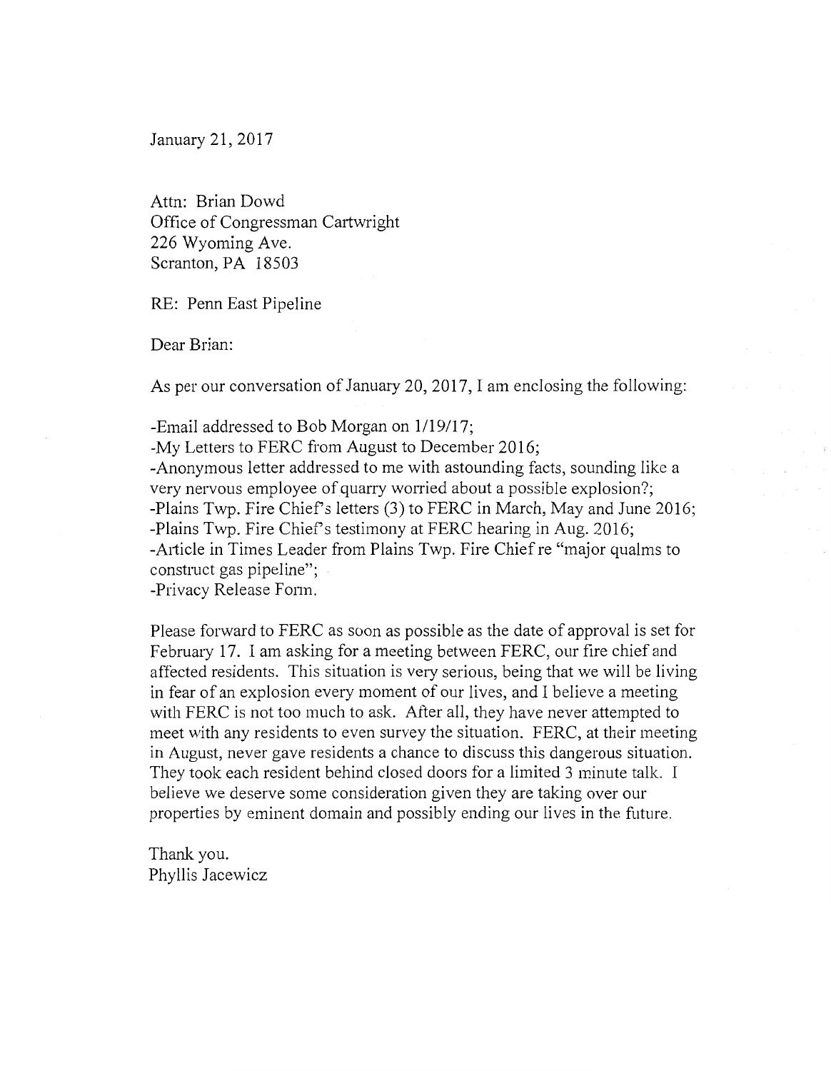January 21, 2017

Attn: Brian Dowd
Office of Congressman Cartwright
226 Wyoming Ave.
Scranton, PA 18503

RE: Penn East Pipeline

Dear Brian:

As per our conversation of January 20, 2017, I am enclosing the following:

-Email addressed to Bob Morgan on 1/19/17;
-My Letters to FERC from August to December 2016;
-Anonymous letter addressed to me with astounding facts, sounding like a very nervous employee of quarry worried about a possible explosion?;
-Plains Twp. Fire Chief's letters (3) to FERC in March, May and June 2016;
-Plains Twp. Fire Chief's testimony at FERC hearing in Aug. 2016;
-Article in Times Leader from Plains Twp. Fire Chief re "major qualms to construct gas pipeline";
-Privacy Release Form.

Please forward to FERC as soon as possible as the date of approval is set for February 17. I am asking for a meeting between FERC, our fire chief and affected residents. This situation is very serious, being that we will be living in fear of an explosion every moment of our lives, and I believe a meeting with FERC is not too much to ask. After all, they have never attempted to meet with any residents to even survey the situation. FERC, at their meeting in August, never gave residents a chance to discuss this dangerous situation. They took each resident behind closed doors for a limited 3 minute talk. I believe we deserve some consideration given they are taking over our properties by eminent domain and possibly ending our lives in the future.

Thank you.
Phyllis Jacewicz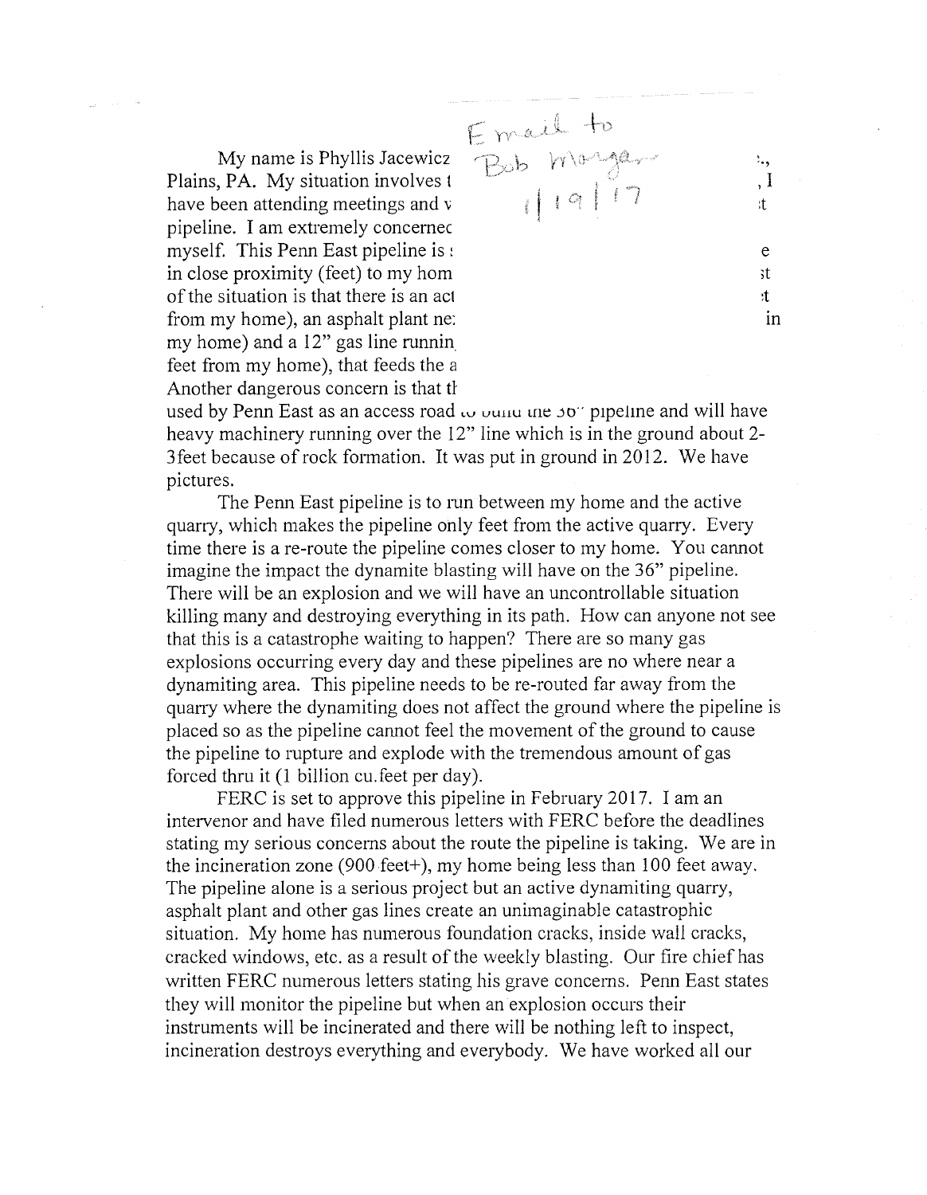Email to
Bob Morgan
1/19/17

My name is Phyllis Jacewicz ., Plains, PA. My situation involves t , I have been attending meetings and v t pipeline. I am extremely concernec myself. This Penn East pipeline is e in close proximity (feet) to my hom st of the situation is that there is an act t from my home), an asphalt plant ne: in my home) and a 12" gas line runnin feet from my home), that feeds the a Another dangerous concern is that th used by Penn East as an access road to build the 36" pipeline and will have heavy machinery running over the 12" line which is in the ground about 2-3feet because of rock formation. It was put in ground in 2012. We have pictures.

The Penn East pipeline is to run between my home and the active quarry, which makes the pipeline only feet from the active quarry. Every time there is a re-route the pipeline comes closer to my home. You cannot imagine the impact the dynamite blasting will have on the 36" pipeline. There will be an explosion and we will have an uncontrollable situation killing many and destroying everything in its path. How can anyone not see that this is a catastrophe waiting to happen? There are so many gas explosions occurring every day and these pipelines are no where near a dynamiting area. This pipeline needs to be re-routed far away from the quarry where the dynamiting does not affect the ground where the pipeline is placed so as the pipeline cannot feel the movement of the ground to cause the pipeline to rupture and explode with the tremendous amount of gas forced thru it (1 billion cu.feet per day).

FERC is set to approve this pipeline in February 2017. I am an intervenor and have filed numerous letters with FERC before the deadlines stating my serious concerns about the route the pipeline is taking. We are in the incineration zone (900 feet+), my home being less than 100 feet away. The pipeline alone is a serious project but an active dynamiting quarry, asphalt plant and other gas lines create an unimaginable catastrophic situation. My home has numerous foundation cracks, inside wall cracks, cracked windows, etc. as a result of the weekly blasting. Our fire chief has written FERC numerous letters stating his grave concerns. Penn East states they will monitor the pipeline but when an explosion occurs their instruments will be incinerated and there will be nothing left to inspect, incineration destroys everything and everybody. We have worked all our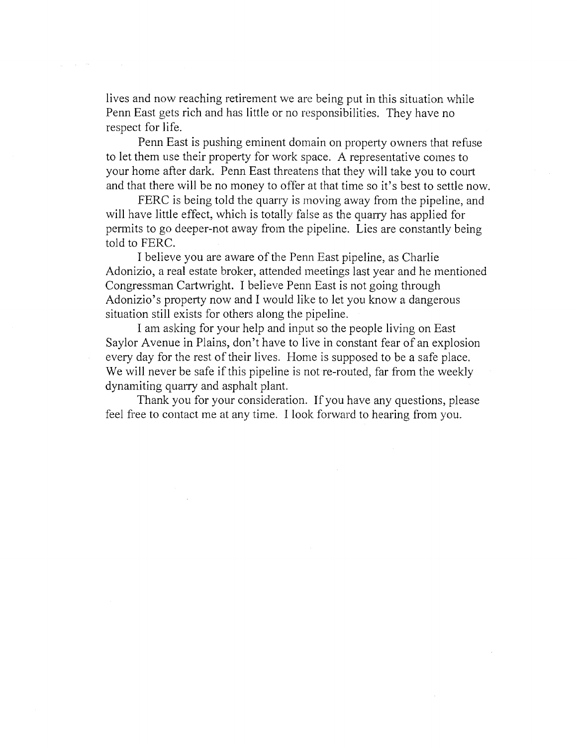lives and now reaching retirement we are being put in this situation while Penn East gets rich and has little or no responsibilities. They have no respect for life.

Penn East is pushing eminent domain on property owners that refuse to let them use their property for work space. A representative comes to your home after dark. Penn East threatens that they will take you to court and that there will be no money to offer at that time so it's best to settle now.

FERC is being told the quarry is moving away from the pipeline, and will have little effect, which is totally false as the quarry has applied for permits to go deeper-not away from the pipeline. Lies are constantly being told to FERC.

I believe you are aware of the Penn East pipeline, as Charlie Adonizio, a real estate broker, attended meetings last year and he mentioned Congressman Cartwright. I believe Penn East is not going through Adonizio's property now and I would like to let you know a dangerous situation still exists for others along the pipeline.

I am asking for your help and input so the people living on East Saylor Avenue in Plains, don't have to live in constant fear of an explosion every day for the rest of their lives. Home is supposed to be a safe place. We will never be safe if this pipeline is not re-routed, far from the weekly dynamiting quarry and asphalt plant.

Thank you for your consideration. If you have any questions, please feel free to contact me at any time. I look forward to hearing from you.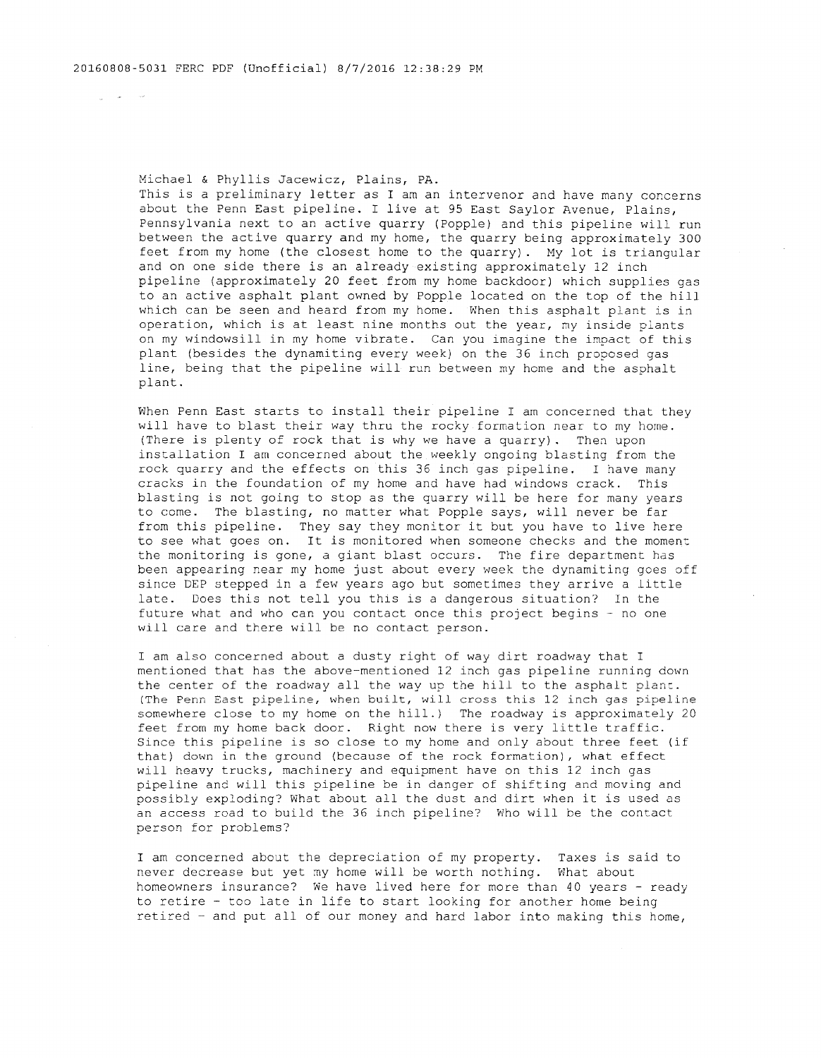Michael & Phyllis Jacewicz, Plains, PA.

This is a preliminary letter as I am an intervenor and have many concerns about the Penn East pipeline. I live at 95 East Saylor Avenue, Plains, Pennsylvania next to an active quarry (Popple) and this pipeline will run between the active quarry and my home, the quarry being approximately 300 feet from my home (the closest home to the quarry). My lot is triangular and on one side there is an already existing approximately 12 inch pipeline (approximately 20 feet from my home backdoor) which supplies gas to an active asphalt plant owned by Popple located on the top of the hill which can be seen and heard from my home. When this asphalt plant is in operation, which is at least nine months out the year, my inside plants on my windowsill in my home vibrate. Can you imagine the impact of this plant (besides the dynamiting every week) on the 36 inch proposed gas line, being that the pipeline will run between my home and the asphalt plant.

When Penn East starts to install their pipeline I am concerned that they will have to blast their way thru the rocky formation near to my home. (There is plenty of rock that is why we have a quarry). Then upon installation I am concerned about the weekly ongoing blasting from the rock quarry and the effects on this 36 inch gas pipeline. I have many cracks in the foundation of my home and have had windows crack. This blasting is not going to stop as the quarry will be here for many years to come. The blasting, no matter what Popple says, will never be far from this pipeline. They say they monitor it but you have to live here to see what goes on. It is monitored when someone checks and the moment the monitoring is gone, a giant blast occurs. The fire department has been appearing near my home just about every week the dynamiting goes off since DEP stepped in a few years ago but sometimes they arrive a little late. Does this not tell you this is a dangerous situation? In the future what and who can you contact once this project begins - no one will care and there will be no contact person.

I am also concerned about a dusty right of way dirt roadway that I mentioned that has the above-mentioned 12 inch gas pipeline running down the center of the roadway all the way up the hill to the asphalt plant. (The Penn East pipeline, when built, will cross this 12 inch gas pipeline somewhere close to my home on the hill.) The roadway is approximately 20 feet from my home back door. Right now there is very little traffic. Since this pipeline is so close to my home and only about three feet (if that) down in the ground (because of the rock formation), what effect will heavy trucks, machinery and equipment have on this 12 inch gas pipeline and will this pipeline be in danger of shifting and moving and possibly exploding? What about all the dust and dirt when it is used as an access road to build the 36 inch pipeline? Who will be the contact person for problems?

I am concerned about the depreciation of my property. Taxes is said to never decrease but yet my home will be worth nothing. What about homeowners insurance? We have lived here for more than 40 years - ready to retire - too late in life to start looking for another home being retired - and put all of our money and hard labor into making this home,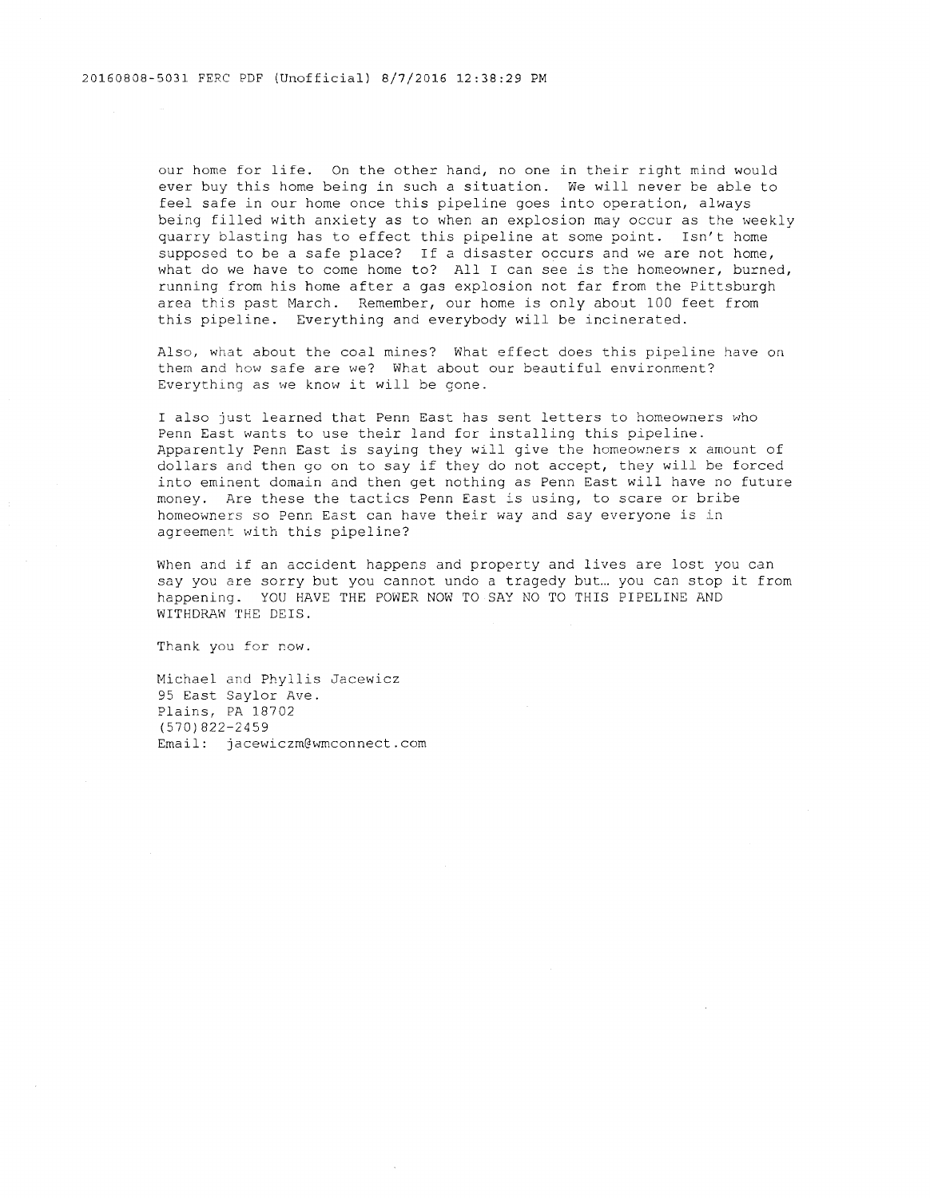our home for life. On the other hand, no one in their right mind would ever buy this home being in such a situation. We will never be able to feel safe in our home once this pipeline goes into operation, always being filled with anxiety as to when an explosion may occur as the weekly quarry blasting has to effect this pipeline at some point. Isn't home supposed to be a safe place? If a disaster occurs and we are not home, what do we have to come home to? All I can see is the homeowner, burned, running from his home after a gas explosion not far from the Pittsburgh area this past March. Remember, our home is only about 100 feet from this pipeline. Everything and everybody will be incinerated.

Also, what about the coal mines? What effect does this pipeline have on them and how safe are we? What about our beautiful environment? Everything as we know it will be gone.

I also just learned that Penn East has sent letters to homeowners who Penn East wants to use their land for installing this pipeline. Apparently Penn East is saying they will give the homeowners x amount of dollars and then go on to say if they do not accept, they will be forced into eminent domain and then get nothing as Penn East will have no future money. Are these the tactics Penn East is using, to scare or bribe homeowners so Penn East can have their way and say everyone is in agreement with this pipeline?

When and if an accident happens and property and lives are lost you can say you are sorry but you cannot undo a tragedy but… you can stop it from happening. YOU HAVE THE POWER NOW TO SAY NO TO THIS PIPELINE AND WITHDRAW THE DEIS.

Thank you for now.

Michael and Phyllis Jacewicz
95 East Saylor Ave.
Plains, PA 18702
(570)822-2459
Email: jacewiczm@wmconnect.com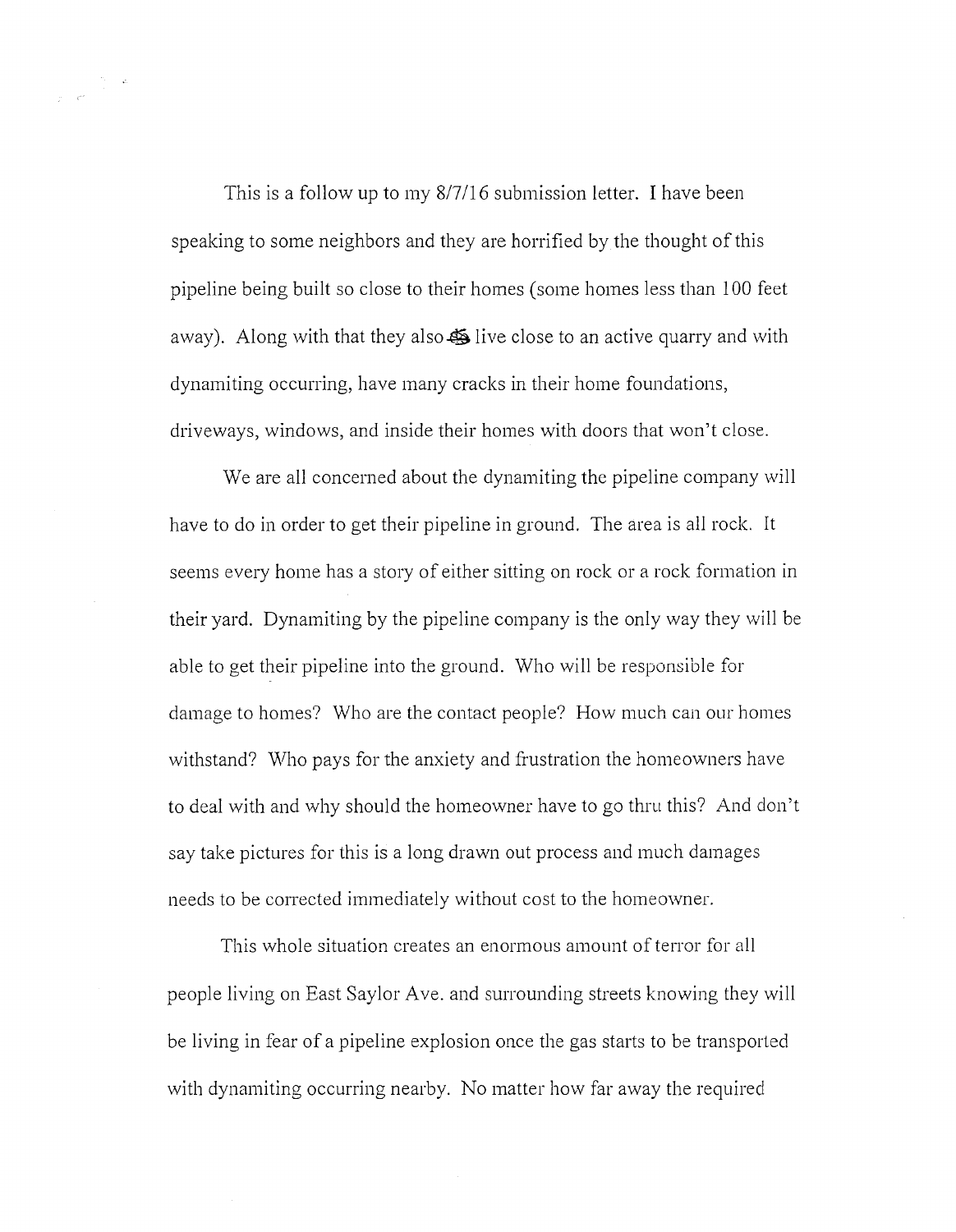This is a follow up to my 8/7/16 submission letter. I have been speaking to some neighbors and they are horrified by the thought of this pipeline being built so close to their homes (some homes less than 100 feet away). Along with that they also live close to an active quarry and with dynamiting occurring, have many cracks in their home foundations, driveways, windows, and inside their homes with doors that won't close.

We are all concerned about the dynamiting the pipeline company will have to do in order to get their pipeline in ground. The area is all rock. It seems every home has a story of either sitting on rock or a rock formation in their yard. Dynamiting by the pipeline company is the only way they will be able to get their pipeline into the ground. Who will be responsible for damage to homes? Who are the contact people? How much can our homes withstand? Who pays for the anxiety and frustration the homeowners have to deal with and why should the homeowner have to go thru this? And don't say take pictures for this is a long drawn out process and much damages needs to be corrected immediately without cost to the homeowner.

This whole situation creates an enormous amount of terror for all people living on East Saylor Ave. and surrounding streets knowing they will be living in fear of a pipeline explosion once the gas starts to be transported with dynamiting occurring nearby. No matter how far away the required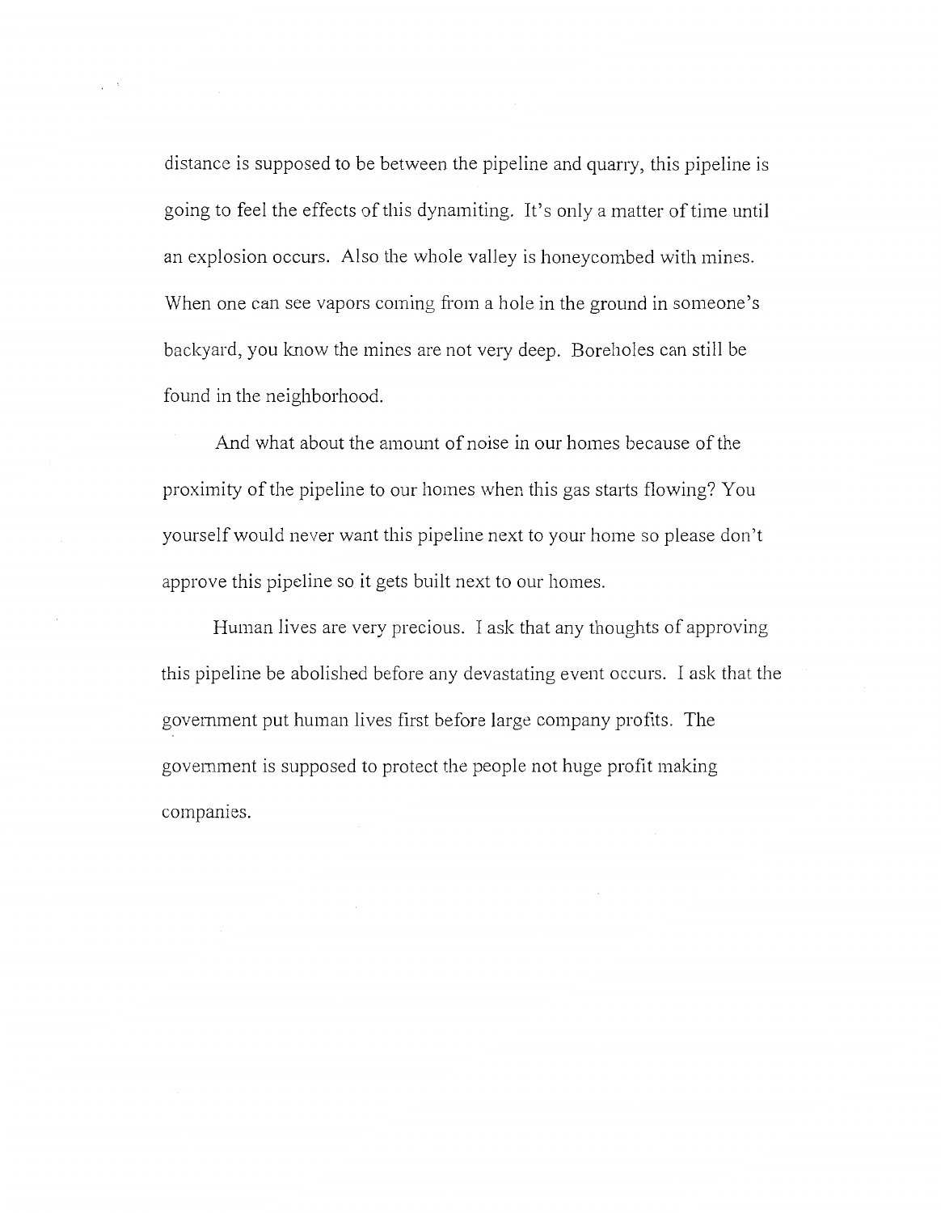distance is supposed to be between the pipeline and quarry, this pipeline is going to feel the effects of this dynamiting. It's only a matter of time until an explosion occurs. Also the whole valley is honeycombed with mines. When one can see vapors coming from a hole in the ground in someone's backyard, you know the mines are not very deep. Boreholes can still be found in the neighborhood.

And what about the amount of noise in our homes because of the proximity of the pipeline to our homes when this gas starts flowing? You yourself would never want this pipeline next to your home so please don't approve this pipeline so it gets built next to our homes.

Human lives are very precious. I ask that any thoughts of approving this pipeline be abolished before any devastating event occurs. I ask that the government put human lives first before large company profits. The government is supposed to protect the people not huge profit making companies.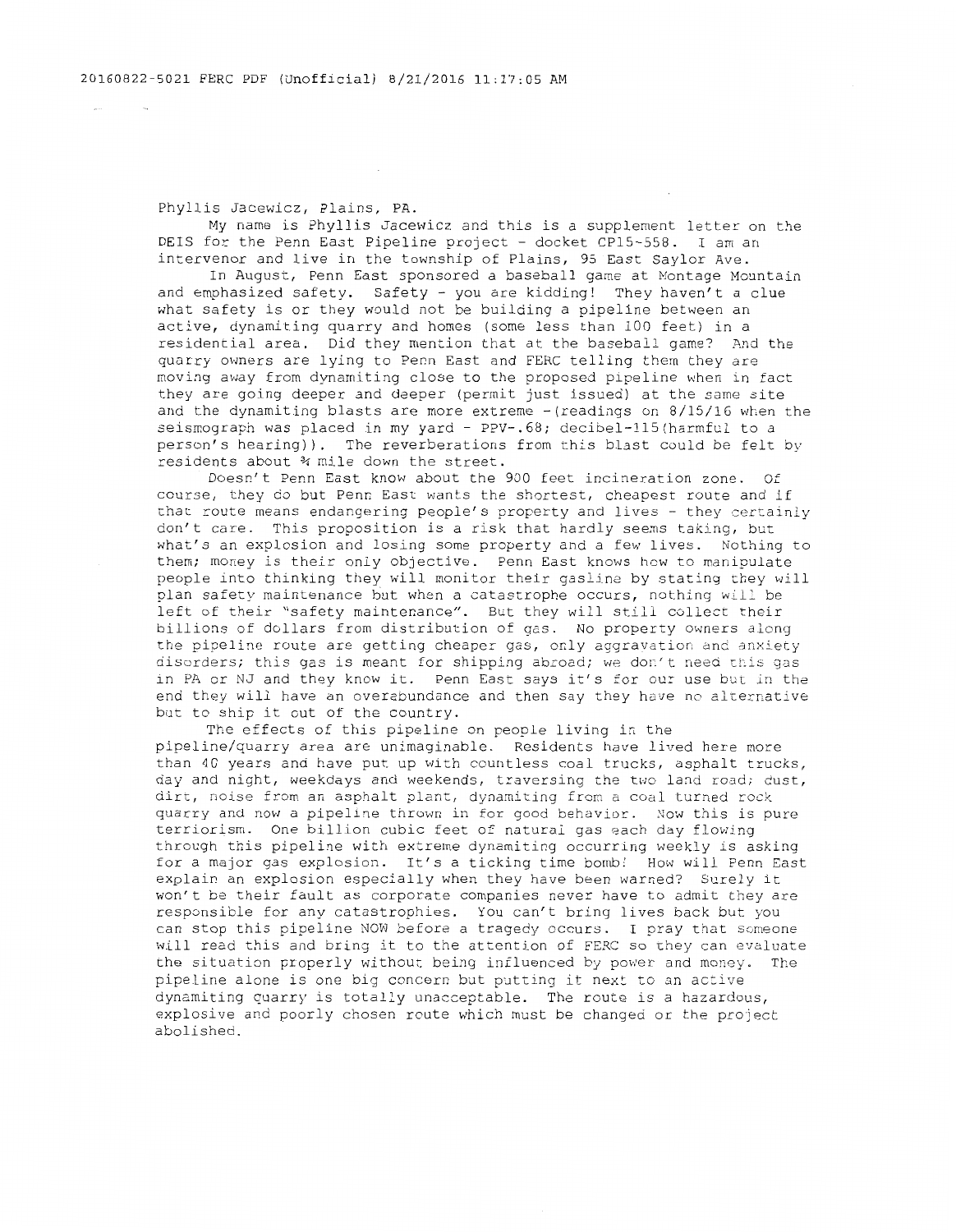Phyllis Jacewicz, Plains, PA.

My name is Phyllis Jacewicz and this is a supplement letter on the DEIS for the Penn East Pipeline project - docket CP15-558. I am an intervenor and live in the township of Plains, 95 East Saylor Ave.

In August, Penn East sponsored a baseball game at Montage Mountain and emphasized safety. Safety - you are kidding! They haven't a clue what safety is or they would not be building a pipeline between an active, dynamiting quarry and homes (some less than 100 feet) in a residential area. Did they mention that at the baseball game? And the quarry owners are lying to Penn East and FERC telling them they are moving away from dynamiting close to the proposed pipeline when in fact they are going deeper and deeper (permit just issued) at the same site and the dynamiting blasts are more extreme -(readings on 8/15/16 when the seismograph was placed in my yard - PPV-.68; decibel-115(harmful to a person's hearing)). The reverberations from this blast could be felt by residents about ¾ mile down the street.

Doesn't Penn East know about the 900 feet incineration zone. Of course, they do but Penn East wants the shortest, cheapest route and if that route means endangering people's property and lives - they certainly don't care. This proposition is a risk that hardly seems taking, but what's an explosion and losing some property and a few lives. Nothing to them; money is their only objective. Penn East knows how to manipulate people into thinking they will monitor their gasline by stating they will plan safety maintenance but when a catastrophe occurs, nothing will be left of their "safety maintenance". But they will still collect their billions of dollars from distribution of gas. No property owners along the pipeline route are getting cheaper gas, only aggravation and anxiety disorders; this gas is meant for shipping abroad; we don't need this gas in PA or NJ and they know it. Penn East says it's for our use but in the end they will have an overabundance and then say they have no alternative but to ship it out of the country.

The effects of this pipeline on people living in the pipeline/quarry area are unimaginable. Residents have lived here more than 40 years and have put up with countless coal trucks, asphalt trucks, day and night, weekdays and weekends, traversing the two land road; dust, dirt, noise from an asphalt plant, dynamiting from a coal turned rock quarry and now a pipeline thrown in for good behavior. Now this is pure terriorism. One billion cubic feet of natural gas each day flowing through this pipeline with extreme dynamiting occurring weekly is asking for a major gas explosion. It's a ticking time bomb! How will Penn East explain an explosion especially when they have been warned? Surely it won't be their fault as corporate companies never have to admit they are responsible for any catastrophies. You can't bring lives back but you can stop this pipeline NOW before a tragedy occurs. I pray that someone will read this and bring it to the attention of FERC so they can evaluate the situation properly without being influenced by power and money. The pipeline alone is one big concern but putting it next to an active dynamiting quarry is totally unacceptable. The route is a hazardous, explosive and poorly chosen route which must be changed or the project abolished.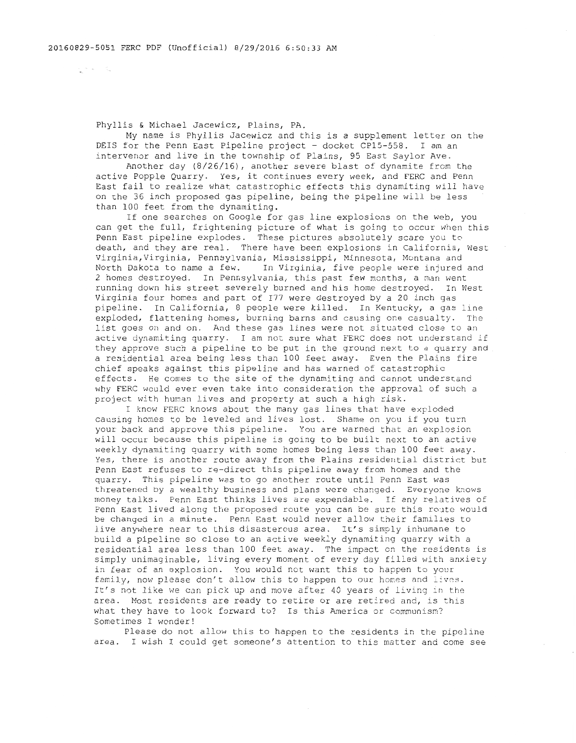Phyllis & Michael Jacewicz, Plains, PA.

My name is Phyllis Jacewicz and this is a supplement letter on the DEIS for the Penn East Pipeline project - docket CP15-558. I am an intervenor and live in the township of Plains, 95 East Saylor Ave.

Another day (8/26/16), another severe blast of dynamite from the active Popple Quarry. Yes, it continues every week, and FERC and Penn East fail to realize what catastrophic effects this dynamiting will have on the 36 inch proposed gas pipeline, being the pipeline will be less than 100 feet from the dynamiting.

If one searches on Google for gas line explosions on the web, you can get the full, frightening picture of what is going to occur when this Penn East pipeline explodes. These pictures absolutely scare you to death, and they are real. There have been explosions in California, West Virginia, Virginia, Pennsylvania, Mississippi, Minnesota, Montana and North Dakota to name a few. In Virginia, five people were injured and 2 homes destroyed. In Pennsylvania, this past few months, a man went running down his street severely burned and his home destroyed. In West Virginia four homes and part of I77 were destroyed by a 20 inch gas pipeline. In California, 8 people were killed. In Kentucky, a gas line exploded, flattening homes, burning barns and causing one casualty. The list goes on and on. And these gas lines were not situated close to an active dynamiting quarry. I am not sure what FERC does not understand if they approve such a pipeline to be put in the ground next to a quarry and a residential area being less than 100 feet away. Even the Plains fire chief speaks against this pipeline and has warned of catastrophic effects. He comes to the site of the dynamiting and cannot understand why FERC would ever even take into consideration the approval of such a project with human lives and property at such a high risk.

I know FERC knows about the many gas lines that have exploded causing homes to be leveled and lives lost. Shame on you if you turn your back and approve this pipeline. You are warned that an explosion will occur because this pipeline is going to be built next to an active weekly dynamiting quarry with some homes being less than 100 feet away. Yes, there is another route away from the Plains residential district but Penn East refuses to re-direct this pipeline away from homes and the quarry. This pipeline was to go another route until Penn East was threatened by a wealthy business and plans were changed. Everyone knows money talks. Penn East thinks lives are expendable. If any relatives of Penn East lived along the proposed route you can be sure this route would be changed in a minute. Penn East would never allow their families to live anywhere near to this disasterous area. It's simply inhumane to build a pipeline so close to an active weekly dynamiting quarry with a residential area less than 100 feet away. The impact on the residents is simply unimaginable, living every moment of every day filled with anxiety in fear of an explosion. You would not want this to happen to your family, now please don't allow this to happen to our homes and lives. It's not like we can pick up and move after 40 years of living in the area. Most residents are ready to retire or are retired and, is this what they have to look forward to? Is this America or communism? Sometimes I wonder!

Please do not allow this to happen to the residents in the pipeline area. I wish I could get someone's attention to this matter and come see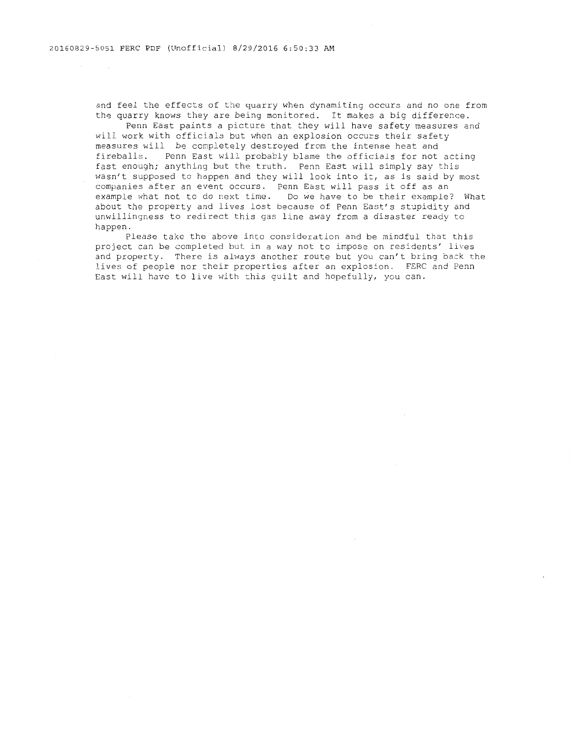and feel the effects of the quarry when dynamiting occurs and no one from the quarry knows they are being monitored. It makes a big difference.

Penn East paints a picture that they will have safety measures and will work with officials but when an explosion occurs their safety measures will be completely destroyed from the intense heat and fireballs. Penn East will probably blame the officials for not acting fast enough; anything but the truth. Penn East will simply say this wasn't supposed to happen and they will look into it, as is said by most companies after an event occurs. Penn East will pass it off as an example what not to do next time. Do we have to be their example? What about the property and lives lost because of Penn East's stupidity and unwillingness to redirect this gas line away from a disaster ready to happen.

Please take the above into consideration and be mindful that this project can be completed but in a way not to impose on residents' lives and property. There is always another route but you can't bring back the lives of people nor their properties after an explosion. FERC and Penn East will have to live with this guilt and hopefully, you can.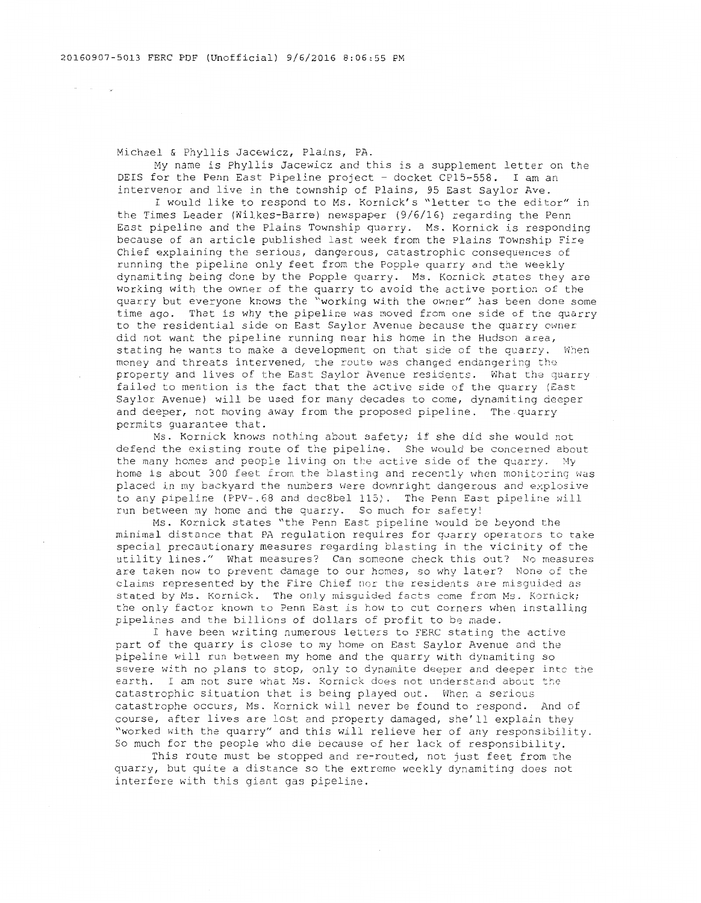Michael & Phyllis Jacewicz, Plains, PA.

My name is Phyllis Jacewicz and this is a supplement letter on the DEIS for the Penn East Pipeline project - docket CP15-558. I am an intervenor and live in the township of Plains, 95 East Saylor Ave.

I would like to respond to Ms. Kornick's "letter to the editor" in the Times Leader (Wilkes-Barre) newspaper (9/6/16) regarding the Penn East pipeline and the Plains Township quarry. Ms. Kornick is responding because of an article published last week from the Plains Township Fire Chief explaining the serious, dangerous, catastrophic consequences of running the pipeline only feet from the Popple quarry and the weekly dynamiting being done by the Popple quarry. Ms. Kornick states they are working with the owner of the quarry to avoid the active portion of the quarry but everyone knows the "working with the owner" has been done some time ago. That is why the pipeline was moved from one side of the quarry to the residential side on East Saylor Avenue because the quarry owner did not want the pipeline running near his home in the Hudson area, stating he wants to make a development on that side of the quarry. When money and threats intervened, the route was changed endangering the property and lives of the East Saylor Avenue residents. What the quarry failed to mention is the fact that the active side of the quarry (East Saylor Avenue) will be used for many decades to come, dynamiting deeper and deeper, not moving away from the proposed pipeline. The quarry permits guarantee that.

Ms. Kornick knows nothing about safety; if she did she would not defend the existing route of the pipeline. She would be concerned about the many homes and people living on the active side of the quarry. My home is about 300 feet from the blasting and recently when monitoring was placed in my backyard the numbers were downright dangerous and explosive to any pipeline (PPV-.68 and dec8bel 115). The Penn East pipeline will run between my home and the quarry. So much for safety!

Ms. Kornick states "the Penn East pipeline would be beyond the minimal distance that PA regulation requires for quarry operators to take special precautionary measures regarding blasting in the vicinity of the utility lines." What measures? Can someone check this out? No measures are taken now to prevent damage to our homes, so why later? None of the claims represented by the Fire Chief nor the residents are misguided as stated by Ms. Kornick. The only misguided facts come from Ms. Kornick; the only factor known to Penn East is how to cut corners when installing pipelines and the billions of dollars of profit to be made.

I have been writing numerous letters to FERC stating the active part of the quarry is close to my home on East Saylor Avenue and the pipeline will run between my home and the quarry with dynamiting so severe with no plans to stop, only to dynamite deeper and deeper into the earth. I am not sure what Ms. Kornick does not understand about the catastrophic situation that is being played out. When a serious catastrophe occurs, Ms. Kornick will never be found to respond. And of course, after lives are lost and property damaged, she'll explain they "worked with the quarry" and this will relieve her of any responsibility. So much for the people who die because of her lack of responsibility.

This route must be stopped and re-routed, not just feet from the quarry, but quite a distance so the extreme weekly dynamiting does not interfere with this giant gas pipeline.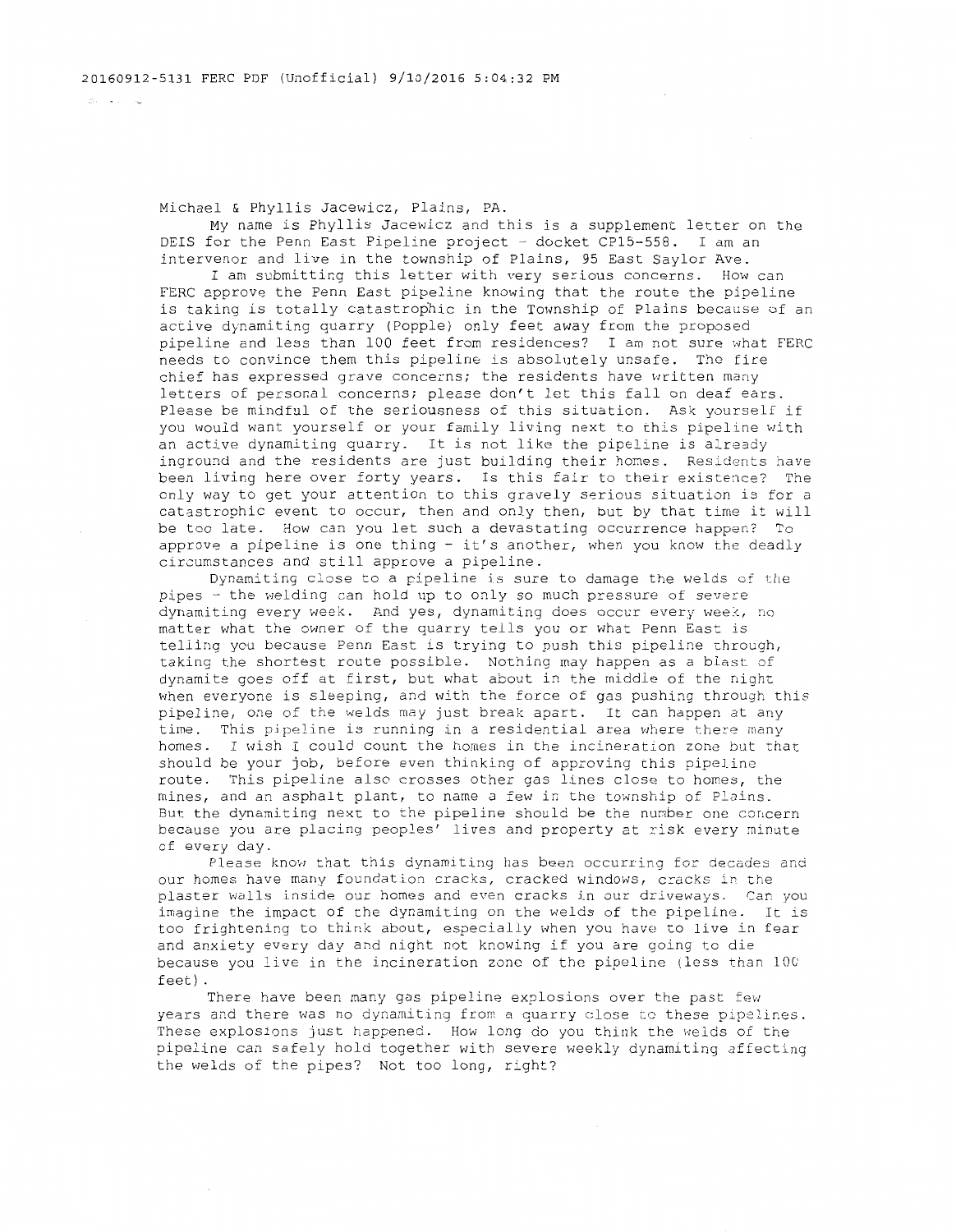Michael & Phyllis Jacewicz, Plains, PA.

My name is Phyllis Jacewicz and this is a supplement letter on the DEIS for the Penn East Pipeline project - docket CP15-558. I am an intervenor and live in the township of Plains, 95 East Saylor Ave.

I am submitting this letter with very serious concerns. How can FERC approve the Penn East pipeline knowing that the route the pipeline is taking is totally catastrophic in the Township of Plains because of an active dynamiting quarry (Popple) only feet away from the proposed pipeline and less than 100 feet from residences? I am not sure what FERC needs to convince them this pipeline is absolutely unsafe. The fire chief has expressed grave concerns; the residents have written many letters of personal concerns; please don't let this fall on deaf ears. Please be mindful of the seriousness of this situation. Ask yourself if you would want yourself or your family living next to this pipeline with an active dynamiting quarry. It is not like the pipeline is already inground and the residents are just building their homes. Residents have been living here over forty years. Is this fair to their existence? The only way to get your attention to this gravely serious situation is for a catastrophic event to occur, then and only then, but by that time it will be too late. How can you let such a devastating occurrence happen? To approve a pipeline is one thing - it's another, when you know the deadly circumstances and still approve a pipeline.

Dynamiting close to a pipeline is sure to damage the welds of the pipes - the welding can hold up to only so much pressure of severe dynamiting every week. And yes, dynamiting does occur every week, no matter what the owner of the quarry tells you or what Penn East is telling you because Penn East is trying to push this pipeline through, taking the shortest route possible. Nothing may happen as a blast of dynamite goes off at first, but what about in the middle of the night when everyone is sleeping, and with the force of gas pushing through this pipeline, one of the welds may just break apart. It can happen at any time. This pipeline is running in a residential area where there many homes. I wish I could count the homes in the incineration zone but that should be your job, before even thinking of approving this pipeline route. This pipeline also crosses other gas lines close to homes, the mines, and an asphalt plant, to name a few in the township of Plains. But the dynamiting next to the pipeline should be the number one concern because you are placing peoples' lives and property at risk every minute of every day.

Please know that this dynamiting has been occurring for decades and our homes have many foundation cracks, cracked windows, cracks in the plaster walls inside our homes and even cracks in our driveways. Can you imagine the impact of the dynamiting on the welds of the pipeline. It is too frightening to think about, especially when you have to live in fear and anxiety every day and night not knowing if you are going to die because you live in the incineration zone of the pipeline (less than 100 feet).

There have been many gas pipeline explosions over the past few years and there was no dynamiting from a quarry close to these pipelines. These explosions just happened. How long do you think the welds of the pipeline can safely hold together with severe weekly dynamiting affecting the welds of the pipes? Not too long, right?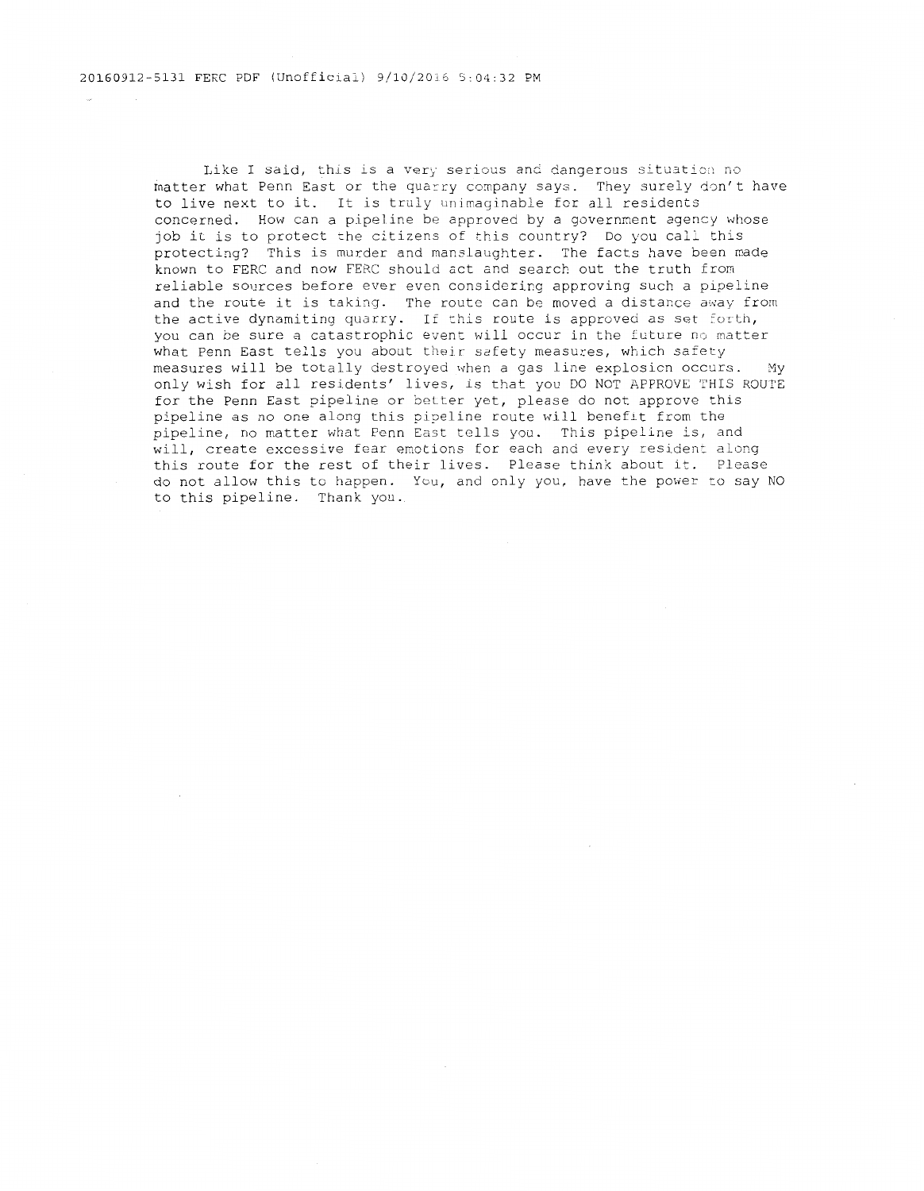Like I said, this is a very serious and dangerous situation no matter what Penn East or the quarry company says. They surely don't have to live next to it. It is truly unimaginable for all residents concerned. How can a pipeline be approved by a government agency whose job it is to protect the citizens of this country? Do you call this protecting? This is murder and manslaughter. The facts have been made known to FERC and now FERC should act and search out the truth from reliable sources before ever even considering approving such a pipeline and the route it is taking. The route can be moved a distance away from the active dynamiting quarry. If this route is approved as set forth, you can be sure a catastrophic event will occur in the future no matter what Penn East tells you about their safety measures, which safety measures will be totally destroyed when a gas line explosion occurs. My only wish for all residents' lives, is that you DO NOT APPROVE THIS ROUTE for the Penn East pipeline or better yet, please do not approve this pipeline as no one along this pipeline route will benefit from the pipeline, no matter what Penn East tells you. This pipeline is, and will, create excessive fear emotions for each and every resident along this route for the rest of their lives. Please think about it. Please do not allow this to happen. You, and only you, have the power to say NO to this pipeline. Thank you.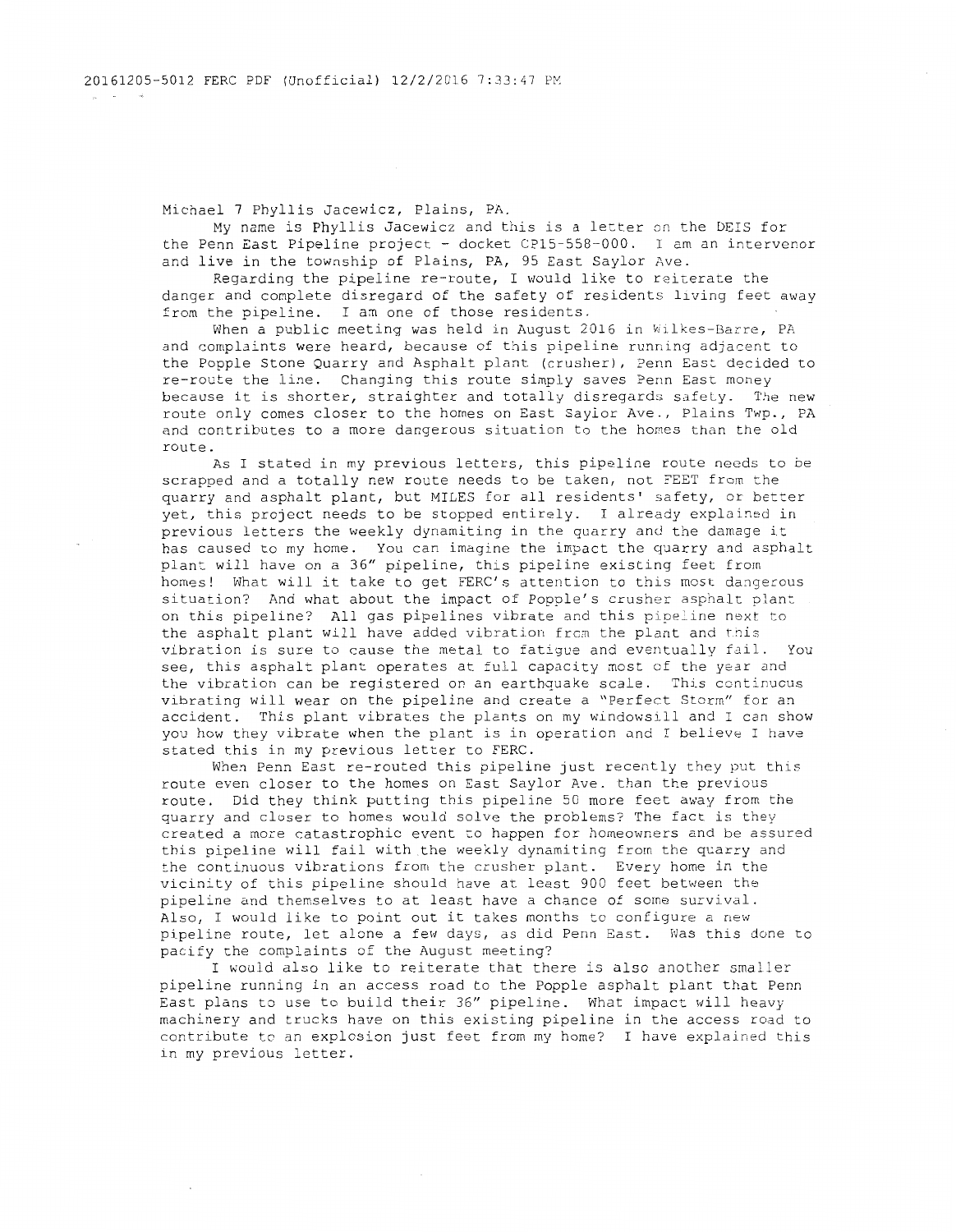Michael 7 Phyllis Jacewicz, Plains, PA.

My name is Phyllis Jacewicz and this is a letter on the DEIS for the Penn East Pipeline project - docket CP15-558-000. I am an intervenor and live in the township of Plains, PA, 95 East Saylor Ave.

Regarding the pipeline re-route, I would like to reiterate the danger and complete disregard of the safety of residents living feet away from the pipeline. I am one of those residents.

When a public meeting was held in August 2016 in Wilkes-Barre, PA and complaints were heard, because of this pipeline running adjacent to the Popple Stone Quarry and Asphalt plant (crusher), Penn East decided to re-route the line. Changing this route simply saves Penn East money because it is shorter, straighter and totally disregards safety. The new route only comes closer to the homes on East Saylor Ave., Plains Twp., PA and contributes to a more dangerous situation to the homes than the old route.

As I stated in my previous letters, this pipeline route needs to be scrapped and a totally new route needs to be taken, not FEET from the quarry and asphalt plant, but MILES for all residents' safety, or better yet, this project needs to be stopped entirely. I already explained in previous letters the weekly dynamiting in the quarry and the damage it has caused to my home. You can imagine the impact the quarry and asphalt plant will have on a 36" pipeline, this pipeline existing feet from homes! What will it take to get FERC's attention to this most dangerous situation? And what about the impact of Popple's crusher asphalt plant on this pipeline? All gas pipelines vibrate and this pipeline next to the asphalt plant will have added vibration from the plant and this vibration is sure to cause the metal to fatigue and eventually fail. You see, this asphalt plant operates at full capacity most of the year and the vibration can be registered on an earthquake scale. This continuous vibrating will wear on the pipeline and create a "Perfect Storm" for an accident. This plant vibrates the plants on my windowsill and I can show you how they vibrate when the plant is in operation and I believe I have stated this in my previous letter to FERC.

When Penn East re-routed this pipeline just recently they put this route even closer to the homes on East Saylor Ave. than the previous route. Did they think putting this pipeline 50 more feet away from the quarry and closer to homes would solve the problems? The fact is they created a more catastrophic event to happen for homeowners and be assured this pipeline will fail with the weekly dynamiting from the quarry and the continuous vibrations from the crusher plant. Every home in the vicinity of this pipeline should have at least 900 feet between the pipeline and themselves to at least have a chance of some survival. Also, I would like to point out it takes months to configure a new pipeline route, let alone a few days, as did Penn East. Was this done to pacify the complaints of the August meeting?

I would also like to reiterate that there is also another smaller pipeline running in an access road to the Popple asphalt plant that Penn East plans to use to build their 36" pipeline. What impact will heavy machinery and trucks have on this existing pipeline in the access road to contribute to an explosion just feet from my home? I have explained this in my previous letter.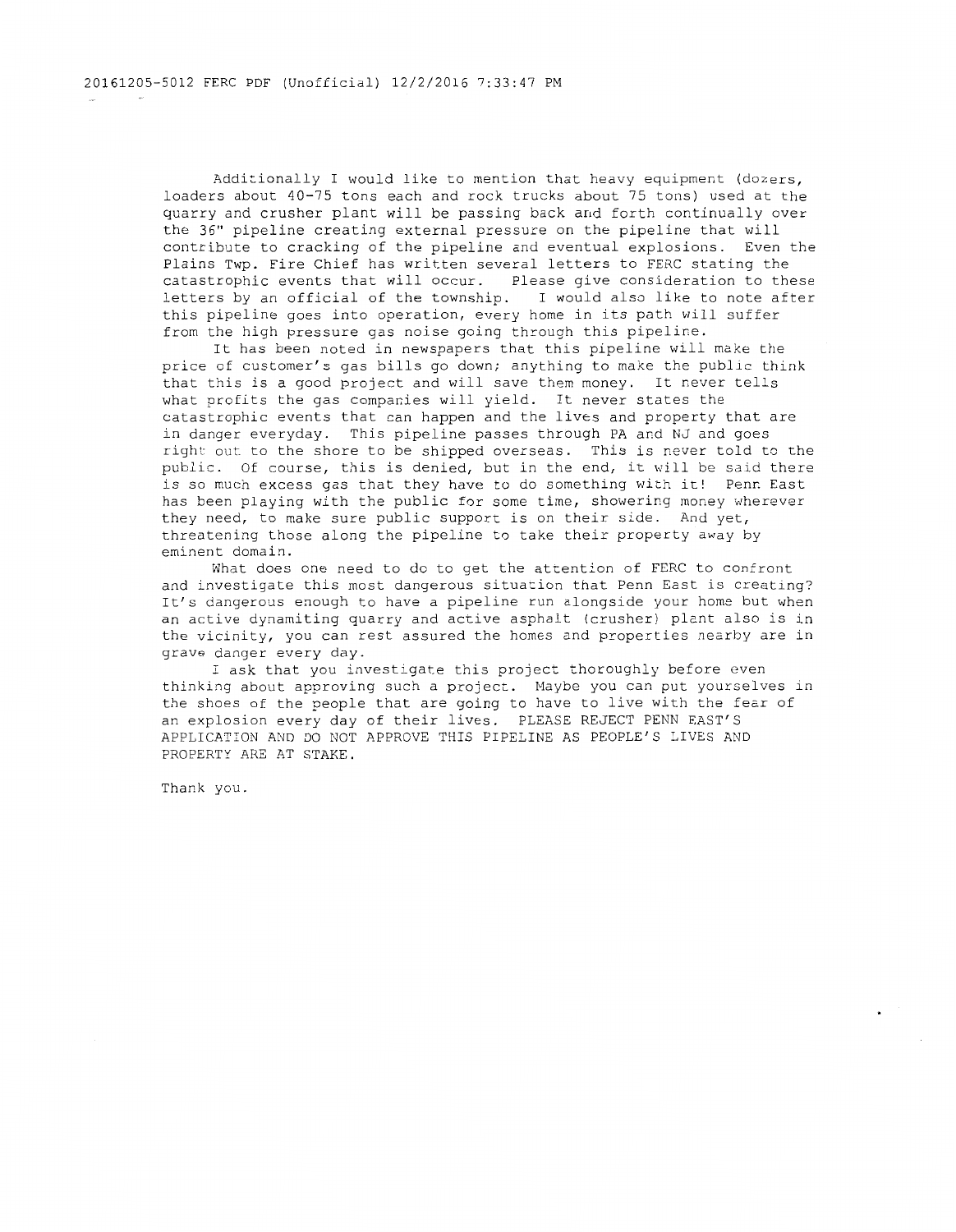Additionally I would like to mention that heavy equipment (dozers, loaders about 40-75 tons each and rock trucks about 75 tons) used at the quarry and crusher plant will be passing back and forth continually over the 36" pipeline creating external pressure on the pipeline that will contribute to cracking of the pipeline and eventual explosions. Even the Plains Twp. Fire Chief has written several letters to FERC stating the catastrophic events that will occur. Please give consideration to these letters by an official of the township. I would also like to note after this pipeline goes into operation, every home in its path will suffer from the high pressure gas noise going through this pipeline.

It has been noted in newspapers that this pipeline will make the price of customer's gas bills go down; anything to make the public think that this is a good project and will save them money. It never tells what profits the gas companies will yield. It never states the catastrophic events that can happen and the lives and property that are in danger everyday. This pipeline passes through PA and NJ and goes right out to the shore to be shipped overseas. This is never told to the public. Of course, this is denied, but in the end, it will be said there is so much excess gas that they have to do something with it! Penn East has been playing with the public for some time, showering money wherever they need, to make sure public support is on their side. And yet, threatening those along the pipeline to take their property away by eminent domain.

What does one need to do to get the attention of FERC to confront and investigate this most dangerous situation that Penn East is creating? It's dangerous enough to have a pipeline run alongside your home but when an active dynamiting quarry and active asphalt (crusher) plant also is in the vicinity, you can rest assured the homes and properties nearby are in grave danger every day.

I ask that you investigate this project thoroughly before even thinking about approving such a project. Maybe you can put yourselves in the shoes of the people that are going to have to live with the fear of an explosion every day of their lives. PLEASE REJECT PENN EAST'S APPLICATION AND DO NOT APPROVE THIS PIPELINE AS PEOPLE'S LIVES AND PROPERTY ARE AT STAKE.

Thank you.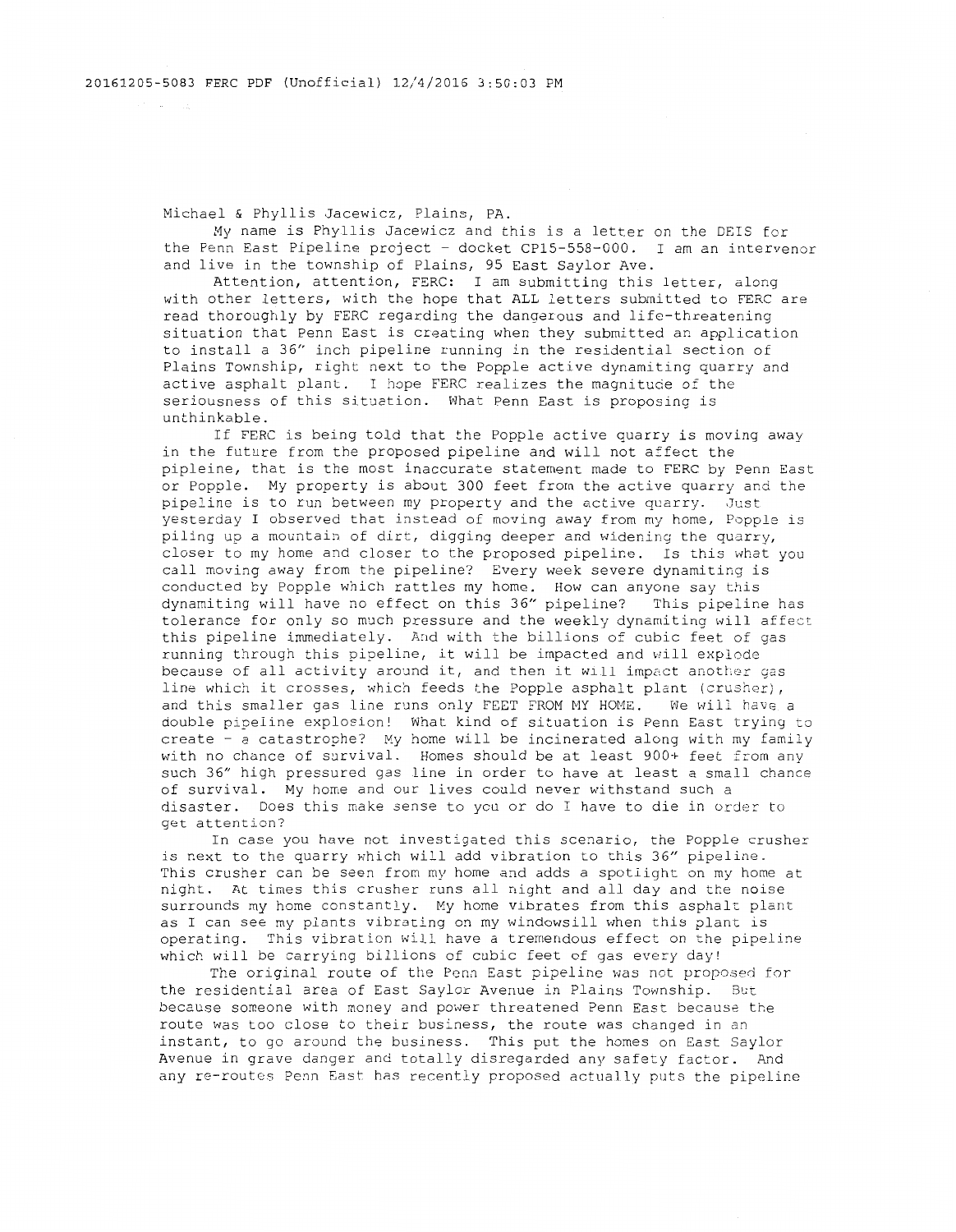Michael & Phyllis Jacewicz, Plains, PA.

My name is Phyllis Jacewicz and this is a letter on the DEIS for the Penn East Pipeline project - docket CP15-558-000. I am an intervenor and live in the township of Plains, 95 East Saylor Ave.

Attention, attention, FERC: I am submitting this letter, along with other letters, with the hope that ALL letters submitted to FERC are read thoroughly by FERC regarding the dangerous and life-threatening situation that Penn East is creating when they submitted an application to install a 36" inch pipeline running in the residential section of Plains Township, right next to the Popple active dynamiting quarry and active asphalt plant. I hope FERC realizes the magnitude of the seriousness of this situation. What Penn East is proposing is unthinkable.

If FERC is being told that the Popple active quarry is moving away in the future from the proposed pipeline and will not affect the pipleine, that is the most inaccurate statement made to FERC by Penn East or Popple. My property is about 300 feet from the active quarry and the pipeline is to run between my property and the active quarry. Just yesterday I observed that instead of moving away from my home, Popple is piling up a mountain of dirt, digging deeper and widening the quarry, closer to my home and closer to the proposed pipeline. Is this what you call moving away from the pipeline? Every week severe dynamiting is conducted by Popple which rattles my home. How can anyone say this dynamiting will have no effect on this 36" pipeline? This pipeline has tolerance for only so much pressure and the weekly dynamiting will affect this pipeline immediately. And with the billions of cubic feet of gas running through this pipeline, it will be impacted and will explode because of all activity around it, and then it will impact another gas line which it crosses, which feeds the Popple asphalt plant (crusher), and this smaller gas line runs only FEET FROM MY HOME. We will have a double pipeline explosion! What kind of situation is Penn East trying to create - a catastrophe? My home will be incinerated along with my family with no chance of survival. Homes should be at least 900+ feet from any such 36" high pressured gas line in order to have at least a small chance of survival. My home and our lives could never withstand such a disaster. Does this make sense to you or do I have to die in order to get attention?

In case you have not investigated this scenario, the Popple crusher is next to the quarry which will add vibration to this 36" pipeline. This crusher can be seen from my home and adds a spotlight on my home at night. At times this crusher runs all night and all day and the noise surrounds my home constantly. My home vibrates from this asphalt plant as I can see my plants vibrating on my windowsill when this plant is operating. This vibration will have a tremendous effect on the pipeline which will be carrying billions of cubic feet of gas every day!

The original route of the Penn East pipeline was not proposed for the residential area of East Saylor Avenue in Plains Township. But because someone with money and power threatened Penn East because the route was too close to their business, the route was changed in an instant, to go around the business. This put the homes on East Saylor Avenue in grave danger and totally disregarded any safety factor. And any re-routes Penn East has recently proposed actually puts the pipeline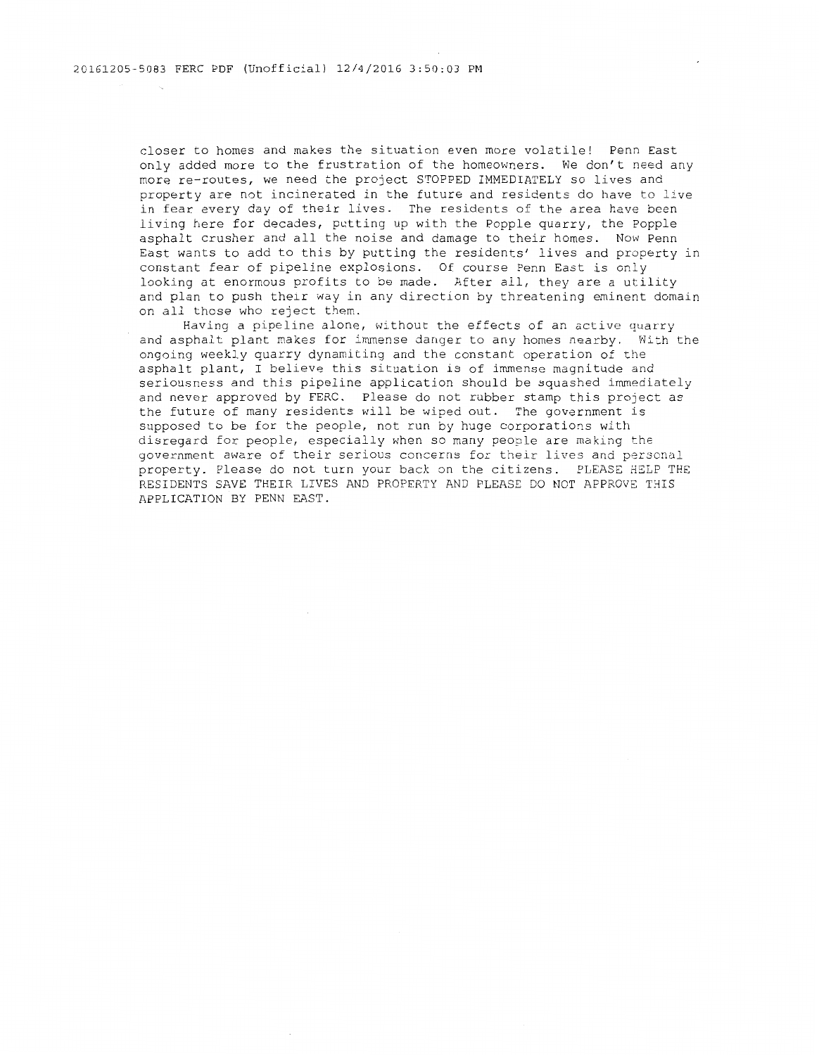closer to homes and makes the situation even more volatile! Penn East only added more to the frustration of the homeowners. We don't need any more re-routes, we need the project STOPPED IMMEDIATELY so lives and property are not incinerated in the future and residents do have to live in fear every day of their lives. The residents of the area have been living here for decades, putting up with the Popple quarry, the Popple asphalt crusher and all the noise and damage to their homes. Now Penn East wants to add to this by putting the residents' lives and property in constant fear of pipeline explosions. Of course Penn East is only looking at enormous profits to be made. After all, they are a utility and plan to push their way in any direction by threatening eminent domain on all those who reject them.

Having a pipeline alone, without the effects of an active quarry and asphalt plant makes for immense danger to any homes nearby. With the ongoing weekly quarry dynamiting and the constant operation of the asphalt plant, I believe this situation is of immense magnitude and seriousness and this pipeline application should be squashed immediately and never approved by FERC. Please do not rubber stamp this project as the future of many residents will be wiped out. The government is supposed to be for the people, not run by huge corporations with disregard for people, especially when so many people are making the government aware of their serious concerns for their lives and personal property. Please do not turn your back on the citizens. PLEASE HELP THE RESIDENTS SAVE THEIR LIVES AND PROPERTY AND PLEASE DO NOT APPROVE THIS APPLICATION BY PENN EAST.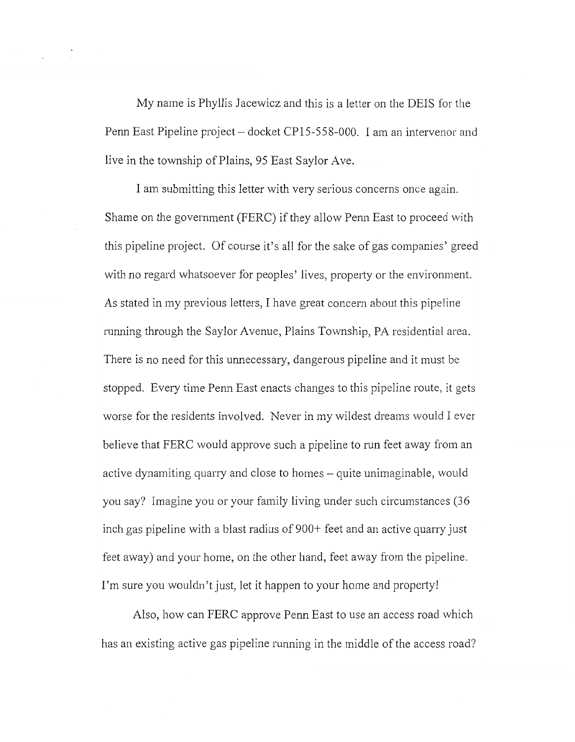My name is Phyllis Jacewicz and this is a letter on the DEIS for the Penn East Pipeline project – docket CP15-558-000. I am an intervenor and live in the township of Plains, 95 East Saylor Ave.

I am submitting this letter with very serious concerns once again. Shame on the government (FERC) if they allow Penn East to proceed with this pipeline project. Of course it's all for the sake of gas companies' greed with no regard whatsoever for peoples' lives, property or the environment. As stated in my previous letters, I have great concern about this pipeline running through the Saylor Avenue, Plains Township, PA residential area. There is no need for this unnecessary, dangerous pipeline and it must be stopped. Every time Penn East enacts changes to this pipeline route, it gets worse for the residents involved. Never in my wildest dreams would I ever believe that FERC would approve such a pipeline to run feet away from an active dynamiting quarry and close to homes – quite unimaginable, would you say? Imagine you or your family living under such circumstances (36 inch gas pipeline with a blast radius of 900+ feet and an active quarry just feet away) and your home, on the other hand, feet away from the pipeline. I'm sure you wouldn't just, let it happen to your home and property!

Also, how can FERC approve Penn East to use an access road which has an existing active gas pipeline running in the middle of the access road?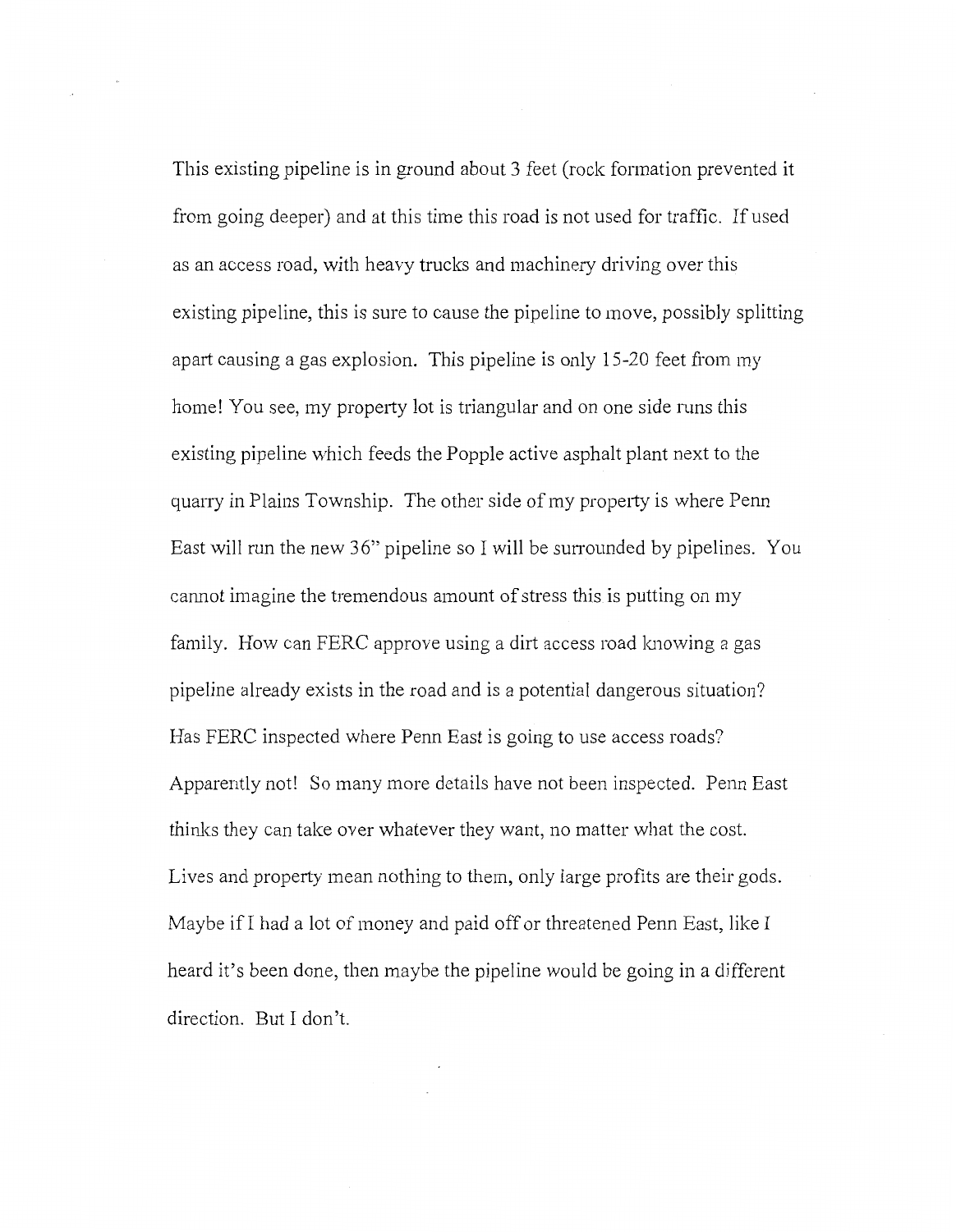This existing pipeline is in ground about 3 feet (rock formation prevented it from going deeper) and at this time this road is not used for traffic. If used as an access road, with heavy trucks and machinery driving over this existing pipeline, this is sure to cause the pipeline to move, possibly splitting apart causing a gas explosion. This pipeline is only 15-20 feet from my home! You see, my property lot is triangular and on one side runs this existing pipeline which feeds the Popple active asphalt plant next to the quarry in Plains Township. The other side of my property is where Penn East will run the new 36" pipeline so I will be surrounded by pipelines. You cannot imagine the tremendous amount of stress this is putting on my family. How can FERC approve using a dirt access road knowing a gas pipeline already exists in the road and is a potential dangerous situation? Has FERC inspected where Penn East is going to use access roads? Apparently not! So many more details have not been inspected. Penn East thinks they can take over whatever they want, no matter what the cost. Lives and property mean nothing to them, only large profits are their gods. Maybe if I had a lot of money and paid off or threatened Penn East, like I heard it's been done, then maybe the pipeline would be going in a different direction. But I don't.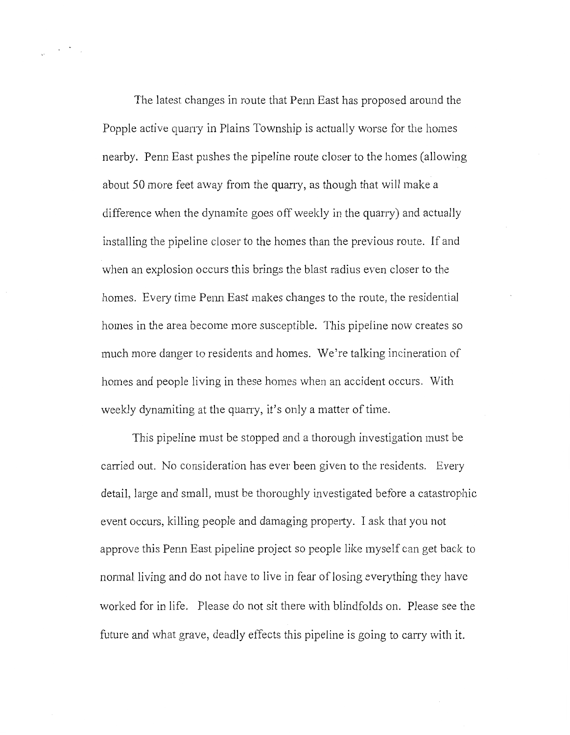The latest changes in route that Penn East has proposed around the Popple active quarry in Plains Township is actually worse for the homes nearby. Penn East pushes the pipeline route closer to the homes (allowing about 50 more feet away from the quarry, as though that will make a difference when the dynamite goes off weekly in the quarry) and actually installing the pipeline closer to the homes than the previous route. If and when an explosion occurs this brings the blast radius even closer to the homes. Every time Penn East makes changes to the route, the residential homes in the area become more susceptible. This pipeline now creates so much more danger to residents and homes. We're talking incineration of homes and people living in these homes when an accident occurs. With weekly dynamiting at the quarry, it's only a matter of time.

This pipeline must be stopped and a thorough investigation must be carried out. No consideration has ever been given to the residents. Every detail, large and small, must be thoroughly investigated before a catastrophic event occurs, killing people and damaging property. I ask that you not approve this Penn East pipeline project so people like myself can get back to normal living and do not have to live in fear of losing everything they have worked for in life. Please do not sit there with blindfolds on. Please see the future and what grave, deadly effects this pipeline is going to carry with it.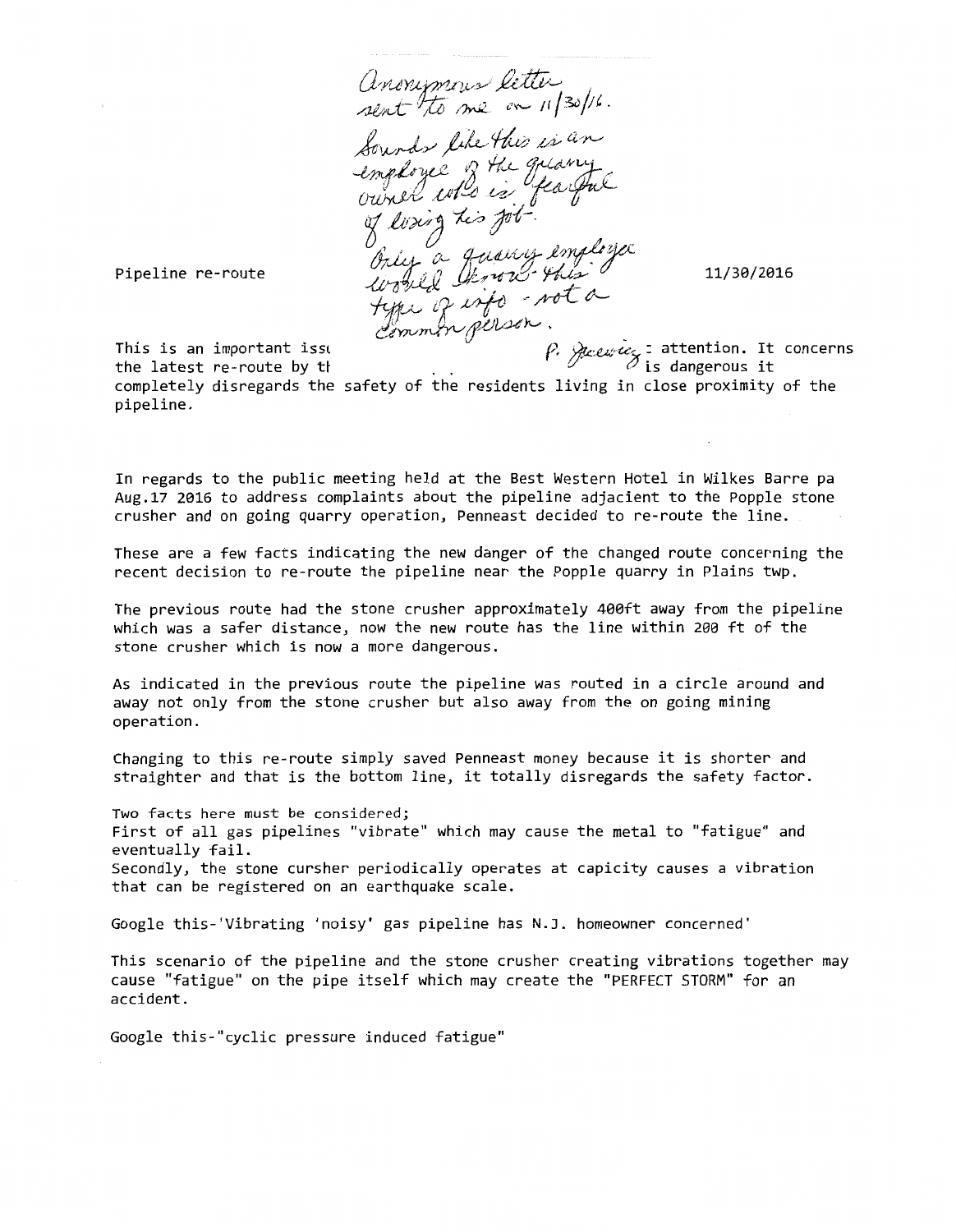Anonymous letter sent to me on 11/30/16.
Sounds like this is an employee of the quarry owner who is fearful of losing his job.
Only a quarry employee would know this type of info - not a common person.

Pipeline re-route 11/30/2016

P. Jurewicz

This is an important issu[e] ... attention. It concerns the latest re-route by th[e] ... is dangerous it completely disregards the safety of the residents living in close proximity of the pipeline.

In regards to the public meeting held at the Best Western Hotel in Wilkes Barre pa Aug.17 2016 to address complaints about the pipeline adjacient to the Popple stone crusher and on going quarry operation, Penneast decided to re-route the line.

These are a few facts indicating the new danger of the changed route concerning the recent decision to re-route the pipeline near the Popple quarry in Plains twp.

The previous route had the stone crusher approximately 400ft away from the pipeline which was a safer distance, now the new route has the line within 200 ft of the stone crusher which is now a more dangerous.

As indicated in the previous route the pipeline was routed in a circle around and away not only from the stone crusher but also away from the on going mining operation.

Changing to this re-route simply saved Penneast money because it is shorter and straighter and that is the bottom line, it totally disregards the safety factor.

Two facts here must be considered;
First of all gas pipelines "vibrate" which may cause the metal to "fatigue" and eventually fail.
Secondly, the stone cursher periodically operates at capicity causes a vibration that can be registered on an earthquake scale.

Google this-'Vibrating 'noisy' gas pipeline has N.J. homeowner concerned'

This scenario of the pipeline and the stone crusher creating vibrations together may cause "fatigue" on the pipe itself which may create the "PERFECT STORM" for an accident.

Google this-"cyclic pressure induced fatigue"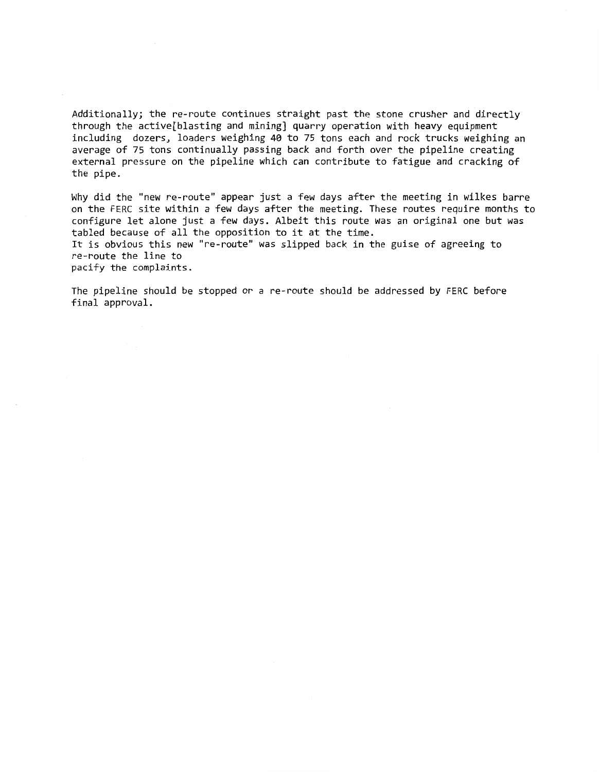Additionally; the re-route continues straight past the stone crusher and directly through the active[blasting and mining] quarry operation with heavy equipment including dozers, loaders weighing 40 to 75 tons each and rock trucks weighing an average of 75 tons continually passing back and forth over the pipeline creating external pressure on the pipeline which can contribute to fatigue and cracking of the pipe.

Why did the "new re-route" appear just a few days after the meeting in wilkes barre on the FERC site within a few days after the meeting. These routes require months to configure let alone just a few days. Albeit this route was an original one but was tabled because of all the opposition to it at the time.
It is obvious this new "re-route" was slipped back in the guise of agreeing to re-route the line to
pacify the complaints.

The pipeline should be stopped or a re-route should be addressed by FERC before final approval.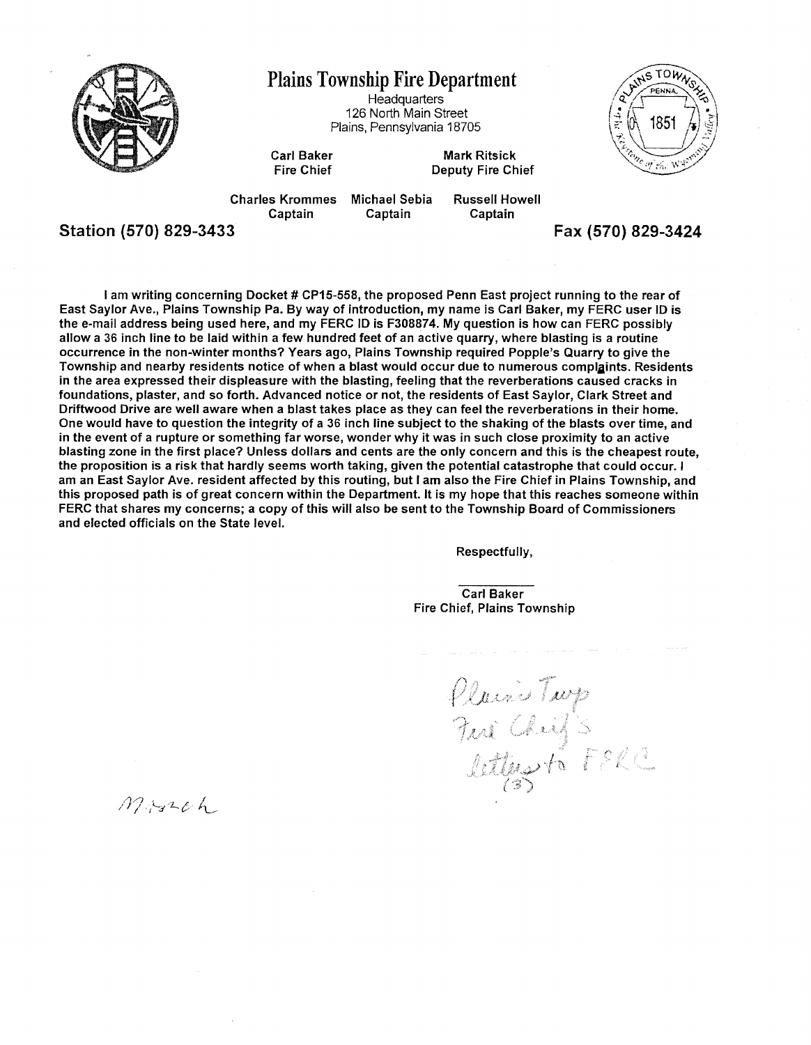# Plains Township Fire Department

Headquarters
126 North Main Street
Plains, Pennsylvania 18705

**Carl Baker**
**Fire Chief**

**Mark Ritsick**
**Deputy Fire Chief**

**Charles Krommes** — Captain
**Michael Sebia** — Captain
**Russell Howell** — Captain

**Station (570) 829-3433** **Fax (570) 829-3424**

**I am writing concerning Docket # CP15-558, the proposed Penn East project running to the rear of East Saylor Ave., Plains Township Pa. By way of introduction, my name is Carl Baker, my FERC user ID is the e-mail address being used here, and my FERC ID is F308874. My question is how can FERC possibly allow a 36 inch line to be laid within a few hundred feet of an active quarry, where blasting is a routine occurrence in the non-winter months? Years ago, Plains Township required Popple's Quarry to give the Township and nearby residents notice of when a blast would occur due to numerous complaints. Residents in the area expressed their displeasure with the blasting, feeling that the reverberations caused cracks in foundations, plaster, and so forth. Advanced notice or not, the residents of East Saylor, Clark Street and Driftwood Drive are well aware when a blast takes place as they can feel the reverberations in their home. One would have to question the integrity of a 36 inch line subject to the shaking of the blasts over time, and in the event of a rupture or something far worse, wonder why it was in such close proximity to an active blasting zone in the first place? Unless dollars and cents are the only concern and this is the cheapest route, the proposition is a risk that hardly seems worth taking, given the potential catastrophe that could occur. I am an East Saylor Ave. resident affected by this routing, but I am also the Fire Chief in Plains Township, and this proposed path is of great concern within the Department. It is my hope that this reaches someone within FERC that shares my concerns; a copy of this will also be sent to the Township Board of Commissioners and elected officials on the State level.**

**Respectfully,**

**Carl Baker**
**Fire Chief, Plains Township**

Plains Twp
Fire Chief's
letters to FERC
(3)

March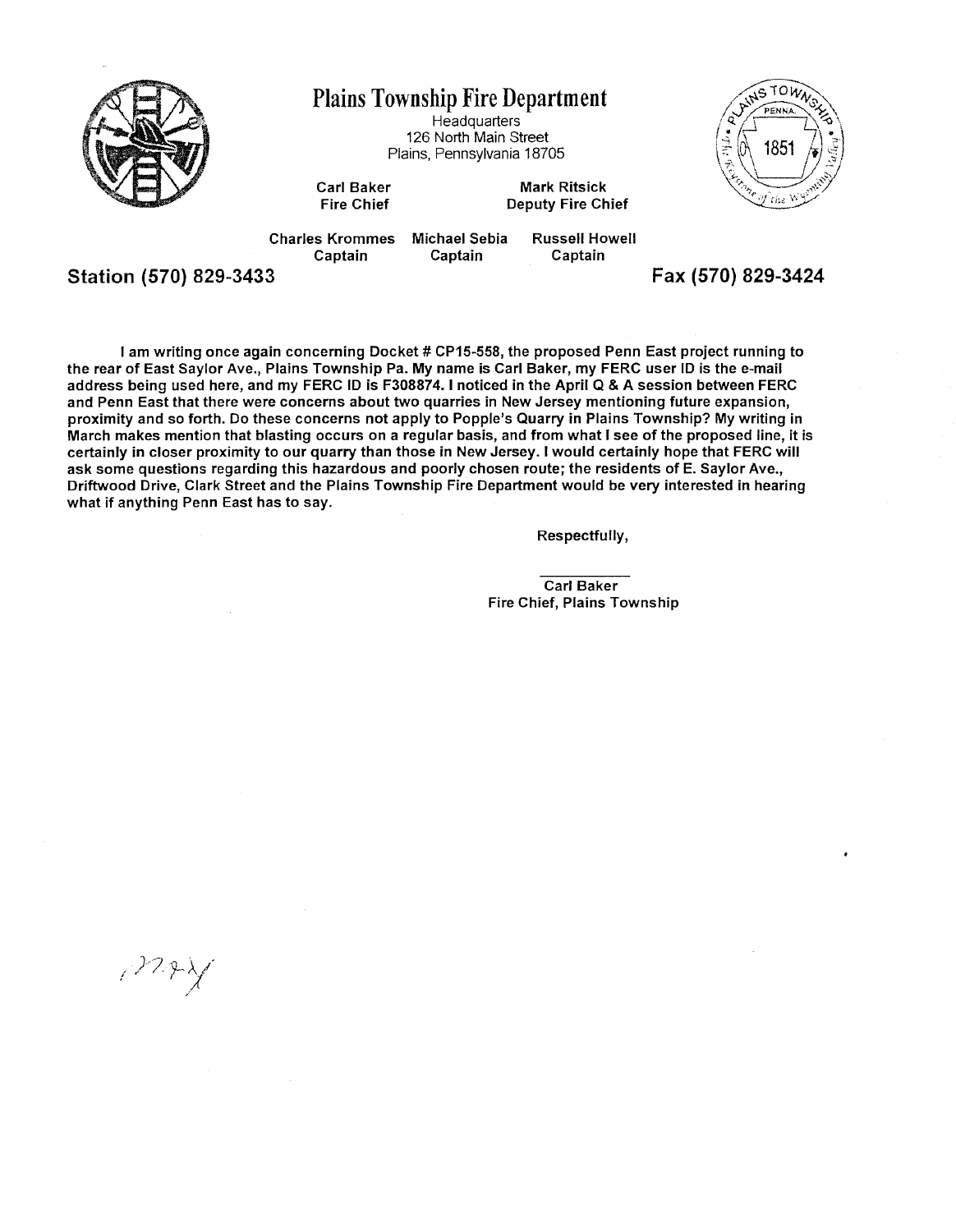# Plains Township Fire Department

Headquarters
126 North Main Street
Plains, Pennsylvania 18705

**Carl Baker** — **Fire Chief**
**Mark Ritsick** — **Deputy Fire Chief**

**Charles Krommes** — **Captain**
**Michael Sebia** — **Captain**
**Russell Howell** — **Captain**

**Station (570) 829-3433** **Fax (570) 829-3424**

**I am writing once again concerning Docket # CP15-558, the proposed Penn East project running to the rear of East Saylor Ave., Plains Township Pa. My name is Carl Baker, my FERC user ID is the e-mail address being used here, and my FERC ID is F308874. I noticed in the April Q & A session between FERC and Penn East that there were concerns about two quarries in New Jersey mentioning future expansion, proximity and so forth. Do these concerns not apply to Popple's Quarry in Plains Township? My writing in March makes mention that blasting occurs on a regular basis, and from what I see of the proposed line, it is certainly in closer proximity to our quarry than those in New Jersey. I would certainly hope that FERC will ask some questions regarding this hazardous and poorly chosen route; the residents of E. Saylor Ave., Driftwood Drive, Clark Street and the Plains Township Fire Department would be very interested in hearing what if anything Penn East has to say.**

**Respectfully,**

**Carl Baker**
**Fire Chief, Plains Township**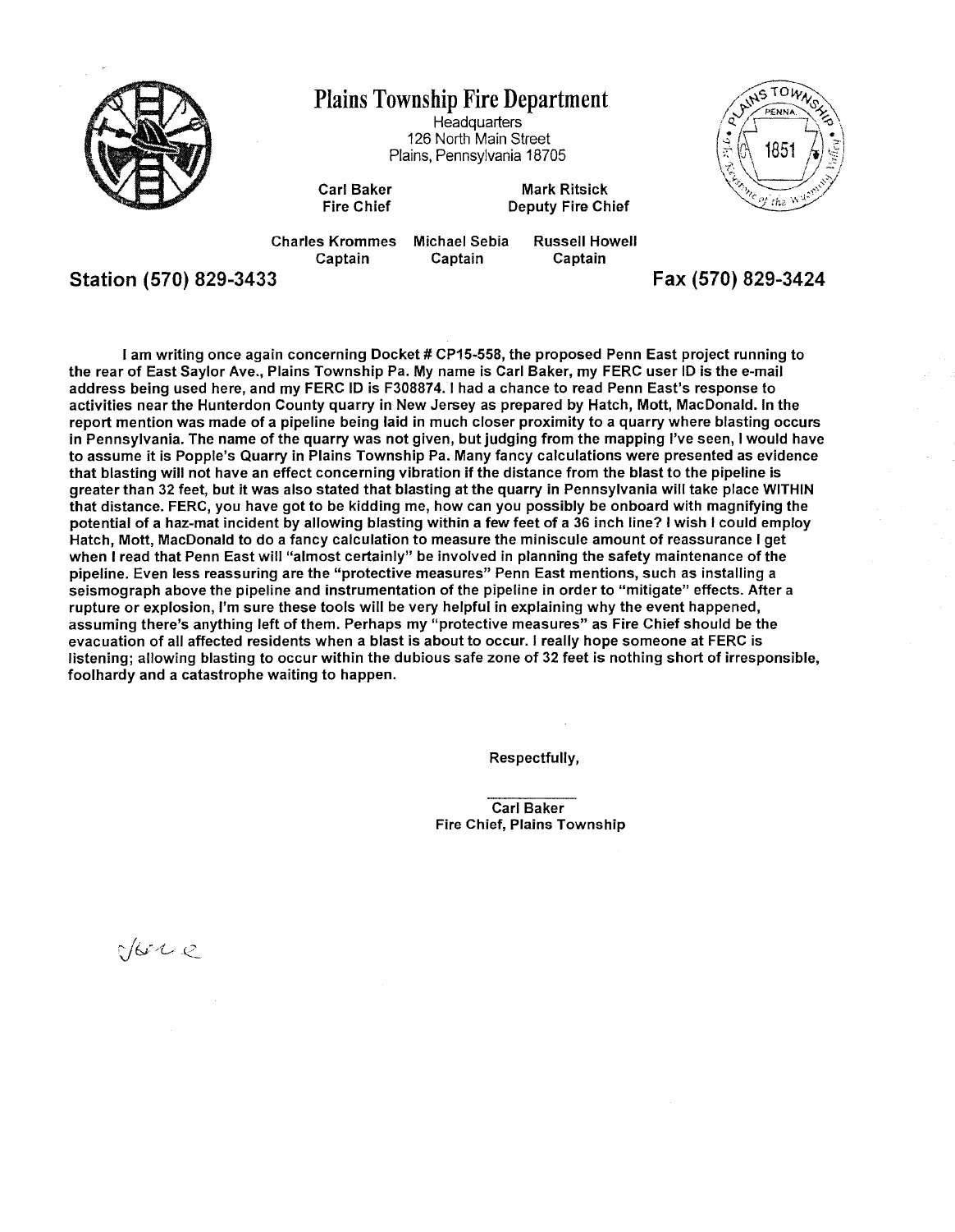# Plains Township Fire Department

Headquarters
126 North Main Street
Plains, Pennsylvania 18705

**Carl Baker**
**Fire Chief**

**Mark Ritsick**
**Deputy Fire Chief**

**Charles Krommes** — **Captain**
**Michael Sebia** — **Captain**
**Russell Howell** — **Captain**

**Station (570) 829-3433**

**Fax (570) 829-3424**

**I am writing once again concerning Docket # CP15-558, the proposed Penn East project running to the rear of East Saylor Ave., Plains Township Pa. My name is Carl Baker, my FERC user ID is the e-mail address being used here, and my FERC ID is F308874. I had a chance to read Penn East's response to activities near the Hunterdon County quarry in New Jersey as prepared by Hatch, Mott, MacDonald. In the report mention was made of a pipeline being laid in much closer proximity to a quarry where blasting occurs in Pennsylvania. The name of the quarry was not given, but judging from the mapping I've seen, I would have to assume it is Popple's Quarry in Plains Township Pa. Many fancy calculations were presented as evidence that blasting will not have an effect concerning vibration if the distance from the blast to the pipeline is greater than 32 feet, but it was also stated that blasting at the quarry in Pennsylvania will take place WITHIN that distance. FERC, you have got to be kidding me, how can you possibly be onboard with magnifying the potential of a haz-mat incident by allowing blasting within a few feet of a 36 inch line? I wish I could employ Hatch, Mott, MacDonald to do a fancy calculation to measure the miniscule amount of reassurance I get when I read that Penn East will "almost certainly" be involved in planning the safety maintenance of the pipeline. Even less reassuring are the "protective measures" Penn East mentions, such as installing a seismograph above the pipeline and instrumentation of the pipeline in order to "mitigate" effects. After a rupture or explosion, I'm sure these tools will be very helpful in explaining why the event happened, assuming there's anything left of them. Perhaps my "protective measures" as Fire Chief should be the evacuation of all affected residents when a blast is about to occur. I really hope someone at FERC is listening; allowing blasting to occur within the dubious safe zone of 32 feet is nothing short of irresponsible, foolhardy and a catastrophe waiting to happen.**

**Respectfully,**

**Carl Baker**
**Fire Chief, Plains Township**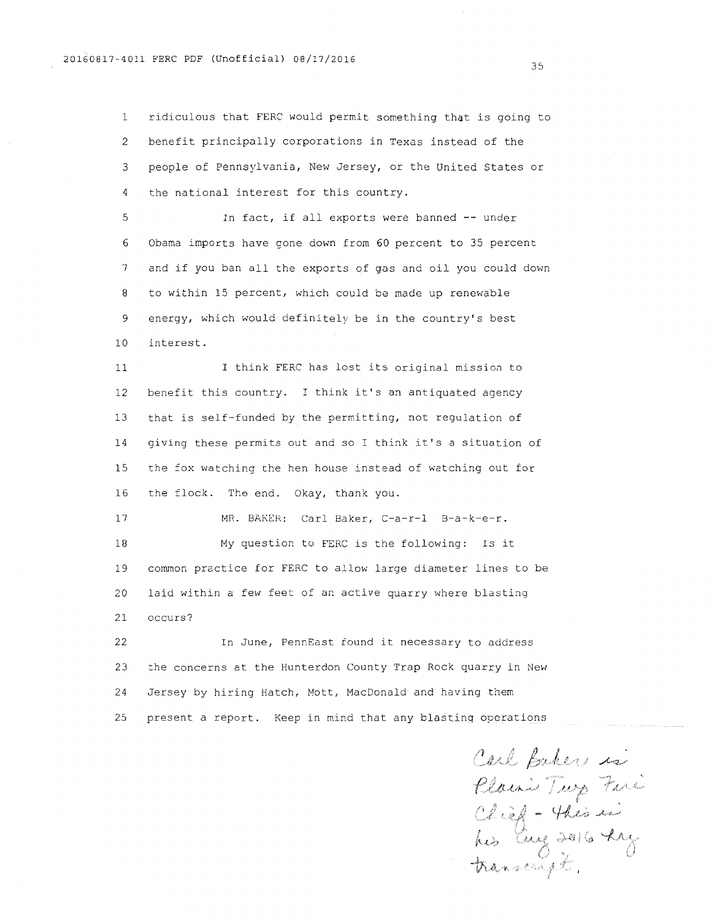1 ridiculous that FERC would permit something that is going to
2 benefit principally corporations in Texas instead of the
3 people of Pennsylvania, New Jersey, or the United States or
4 the national interest for this country.

5 In fact, if all exports were banned -- under
6 Obama imports have gone down from 60 percent to 35 percent
7 and if you ban all the exports of gas and oil you could down
8 to within 15 percent, which could be made up renewable
9 energy, which would definitely be in the country's best
10 interest.

11 I think FERC has lost its original mission to
12 benefit this country. I think it's an antiquated agency
13 that is self-funded by the permitting, not regulation of
14 giving these permits out and so I think it's a situation of
15 the fox watching the hen house instead of watching out for
16 the flock. The end. Okay, thank you.

17 MR. BAKER: Carl Baker, C-a-r-l B-a-k-e-r.

18 My question to FERC is the following: Is it
19 common practice for FERC to allow large diameter lines to be
20 laid within a few feet of an active quarry where blasting
21 occurs?

22 In June, PennEast found it necessary to address
23 the concerns at the Hunterdon County Trap Rock quarry in New
24 Jersey by hiring Hatch, Mott, MacDonald and having them
25 present a report. Keep in mind that any blasting operations

*Carl Baker is Plains Twp Fire Chief - this is his Aug 2016 hrg transcript.*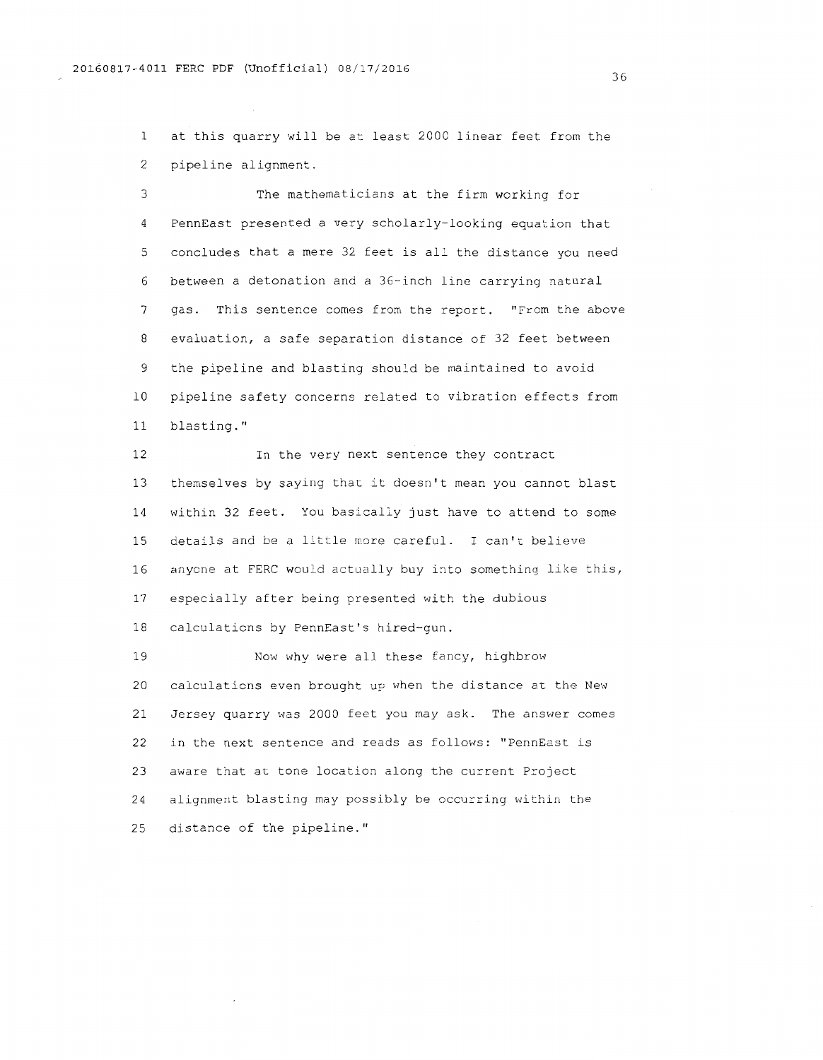at this quarry will be at least 2000 linear feet from the pipeline alignment.

The mathematicians at the firm working for PennEast presented a very scholarly-looking equation that concludes that a mere 32 feet is all the distance you need between a detonation and a 36-inch line carrying natural gas. This sentence comes from the report. "From the above evaluation, a safe separation distance of 32 feet between the pipeline and blasting should be maintained to avoid pipeline safety concerns related to vibration effects from blasting."

In the very next sentence they contract themselves by saying that it doesn't mean you cannot blast within 32 feet. You basically just have to attend to some details and be a little more careful. I can't believe anyone at FERC would actually buy into something like this, especially after being presented with the dubious calculations by PennEast's hired-gun.

Now why were all these fancy, highbrow calculations even brought up when the distance at the New Jersey quarry was 2000 feet you may ask. The answer comes in the next sentence and reads as follows: "PennEast is aware that at tone location along the current Project alignment blasting may possibly be occurring within the distance of the pipeline."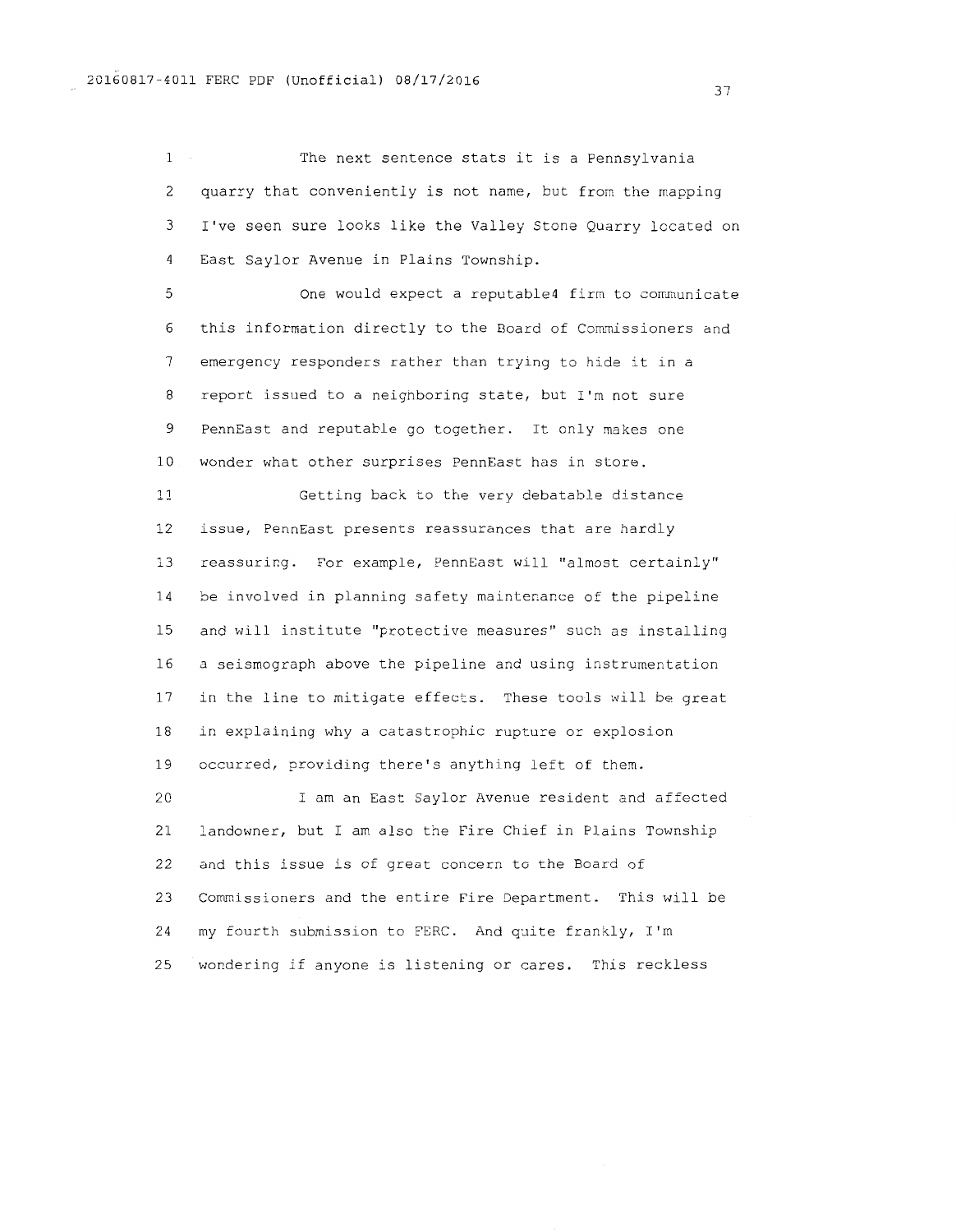The next sentence stats it is a Pennsylvania quarry that conveniently is not name, but from the mapping I've seen sure looks like the Valley Stone Quarry located on East Saylor Avenue in Plains Township.

One would expect a reputable4 firm to communicate this information directly to the Board of Commissioners and emergency responders rather than trying to hide it in a report issued to a neighboring state, but I'm not sure PennEast and reputable go together. It only makes one wonder what other surprises PennEast has in store.

Getting back to the very debatable distance issue, PennEast presents reassurances that are hardly reassuring. For example, PennEast will "almost certainly" be involved in planning safety maintenance of the pipeline and will institute "protective measures" such as installing a seismograph above the pipeline and using instrumentation in the line to mitigate effects. These tools will be great in explaining why a catastrophic rupture or explosion occurred, providing there's anything left of them.

I am an East Saylor Avenue resident and affected landowner, but I am also the Fire Chief in Plains Township and this issue is of great concern to the Board of Commissioners and the entire Fire Department. This will be my fourth submission to FERC. And quite frankly, I'm wondering if anyone is listening or cares. This reckless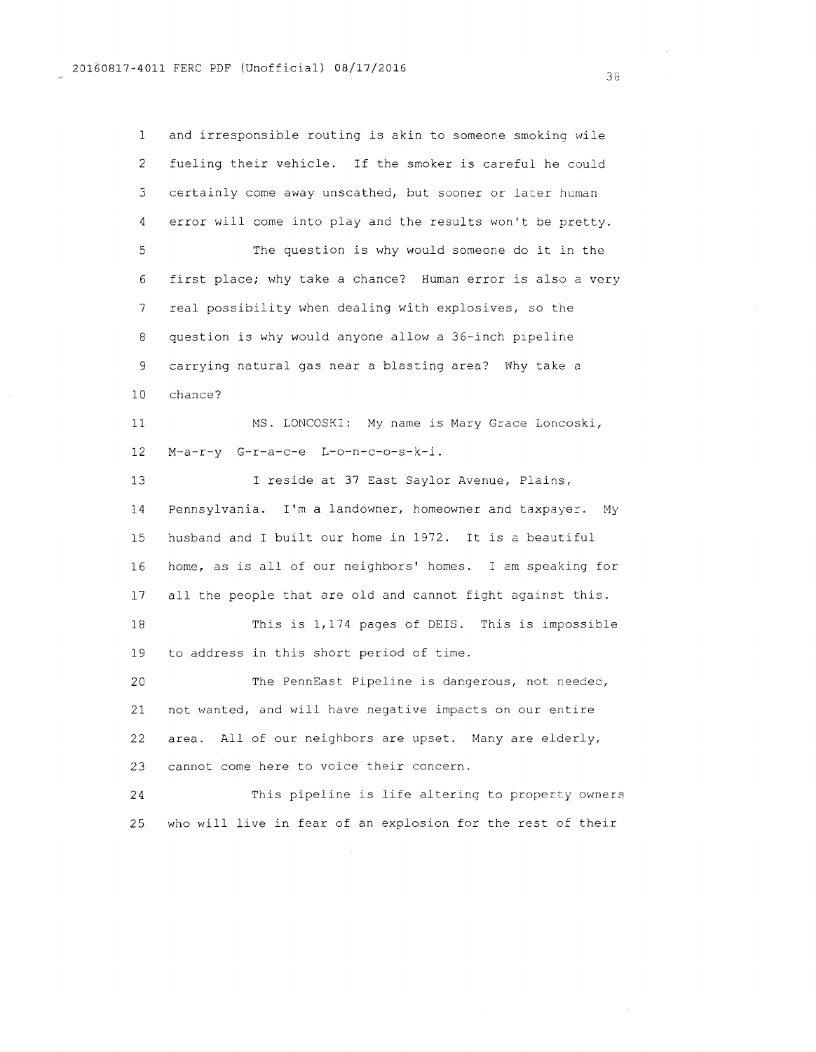and irresponsible routing is akin to someone smoking wile fueling their vehicle. If the smoker is careful he could certainly come away unscathed, but sooner or later human error will come into play and the results won't be pretty.

The question is why would someone do it in the first place; why take a chance? Human error is also a very real possibility when dealing with explosives, so the question is why would anyone allow a 36-inch pipeline carrying natural gas near a blasting area? Why take a chance?

MS. LONCOSKI: My name is Mary Grace Loncoski, M-a-r-y G-r-a-c-e L-o-n-c-o-s-k-i.

I reside at 37 East Saylor Avenue, Plains, Pennsylvania. I'm a landowner, homeowner and taxpayer. My husband and I built our home in 1972. It is a beautiful home, as is all of our neighbors' homes. I am speaking for all the people that are old and cannot fight against this.

This is 1,174 pages of DEIS. This is impossible to address in this short period of time.

The PennEast Pipeline is dangerous, not needed, not wanted, and will have negative impacts on our entire area. All of our neighbors are upset. Many are elderly, cannot come here to voice their concern.

This pipeline is life altering to property owners who will live in fear of an explosion for the rest of their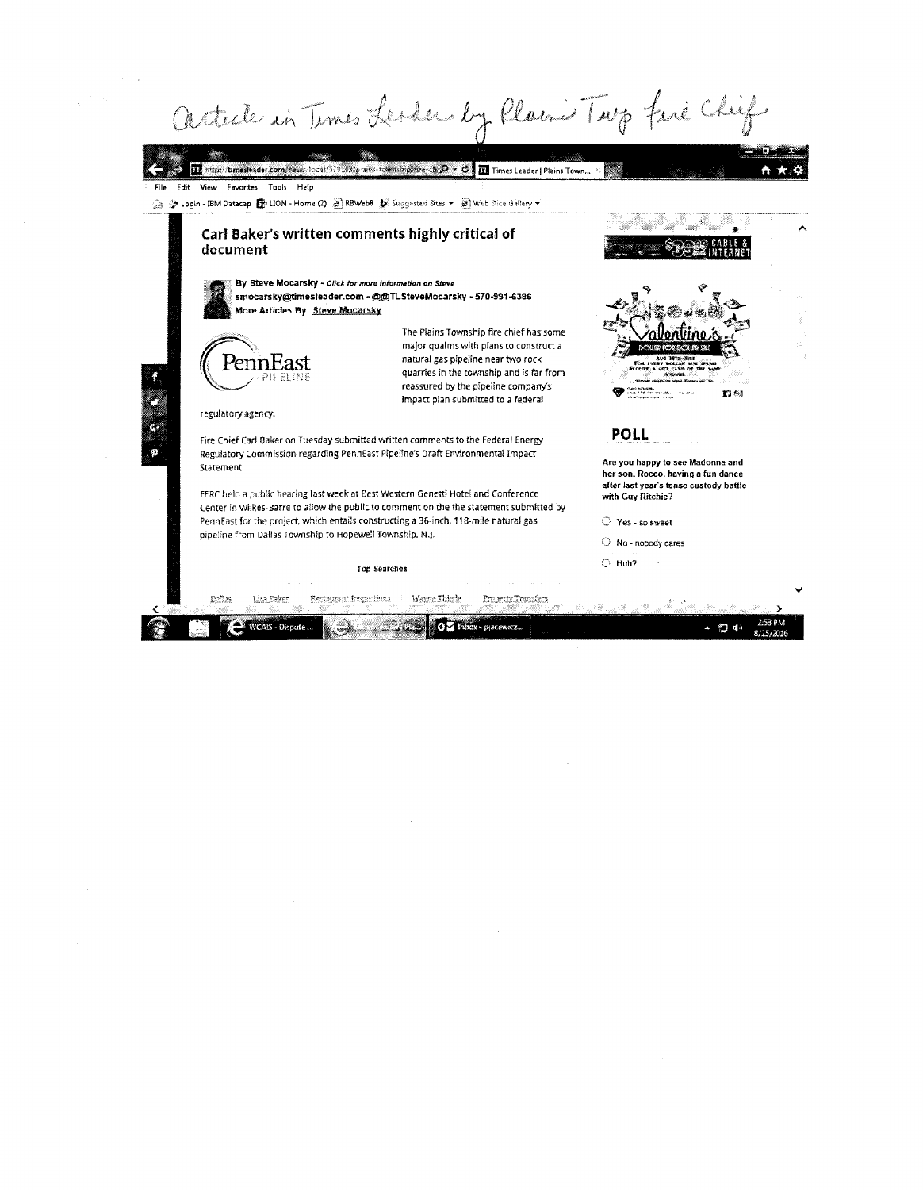Article in Times Leader by Plains Twp Fire Chief

## Carl Baker's written comments highly critical of document

**By Steve Mocarsky** - *Click for more information on Steve*
**smocarsky@timesleader.com - @@TLSteveMocarsky - 570-991-6386**
**More Articles By: Steve Mocarsky**

PennEast PIPELINE

The Plains Township fire chief has some major qualms with plans to construct a natural gas pipeline near two rock quarries in the township and is far from reassured by the pipeline company's impact plan submitted to a federal regulatory agency.

Fire Chief Carl Baker on Tuesday submitted written comments to the Federal Energy Regulatory Commission regarding PennEast Pipeline's Draft Environmental Impact Statement.

FERC held a public hearing last week at Best Western Genetti Hotel and Conference Center in Wilkes-Barre to allow the public to comment on the the statement submitted by PennEast for the project, which entails constructing a 36-inch, 118-mile natural gas pipeline from Dallas Township to Hopewell Township, N.J.

Top Searches

Dallas | Lisa Baker | Restaurant Inspections | Wayne Thiede | Property Transfers

**POLL**

**Are you happy to see Madonna and her son, Rocco, having a fun dance after last year's tense custody battle with Guy Ritchie?**

- Yes - so sweet
- No - nobody cares
- Huh?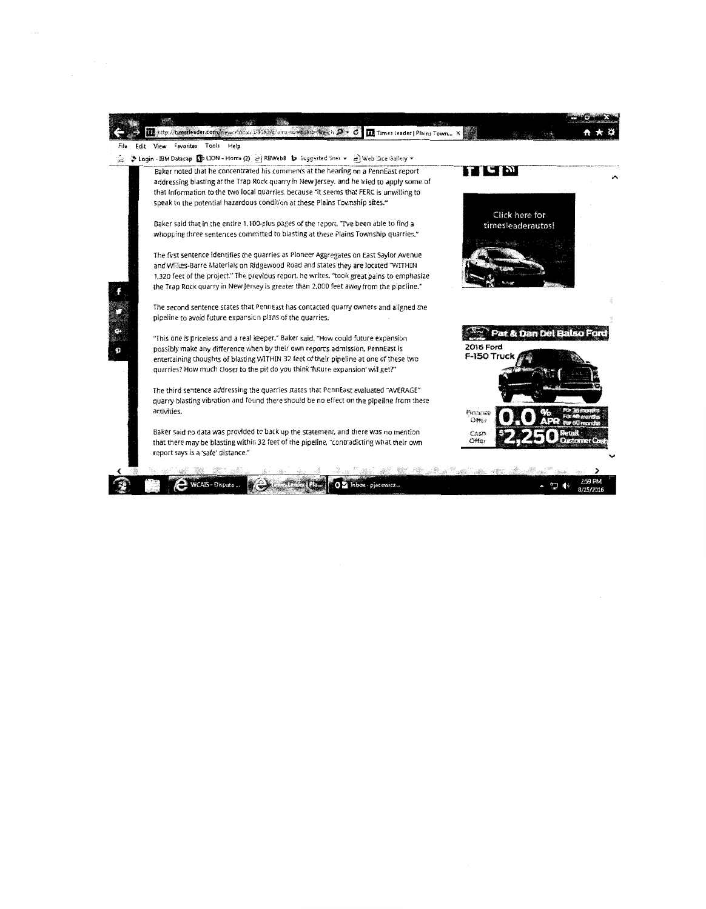Baker noted that he concentrated his comments at the hearing on a PennEast report addressing blasting at the Trap Rock quarry in New Jersey, and he tried to apply some of that information to the two local quarries, because "it seems that FERC is unwilling to speak to the potential hazardous condition at these Plains Township sites."

Baker said that in the entire 1,100-plus pages of the report, "I've been able to find a whopping three sentences committed to blasting at these Plains Township quarries."

The first sentence identifies the quarries as Pioneer Aggregates on East Saylor Avenue and Wilkes-Barre Materials on Ridgewood Road and states they are located "WITHIN 1,320 feet of the project." The previous report, he writes, "took great pains to emphasize the Trap Rock quarry in New Jersey is greater than 2,000 feet away from the pipeline."

The second sentence states that PennEast has contacted quarry owners and aligned the pipeline to avoid future expansion plans of the quarries.

"This one is priceless and a real keeper," Baker said. "How could future expansion possibly make any difference when by their own report's admission, PennEast is entertaining thoughts of blasting WITHIN 32 feet of their pipeline at one of these two quarries? How much closer to the pit do you think 'future expansion' will get?"

The third sentence addressing the quarries states that PennEast evaluated "AVERAGE" quarry blasting vibration and found there should be no effect on the pipeline from these activities.

Baker said no data was provided to back up the statement, and there was no mention that there may be blasting within 32 feet of the pipeline, "contradicting what their own report says is a 'safe' distance."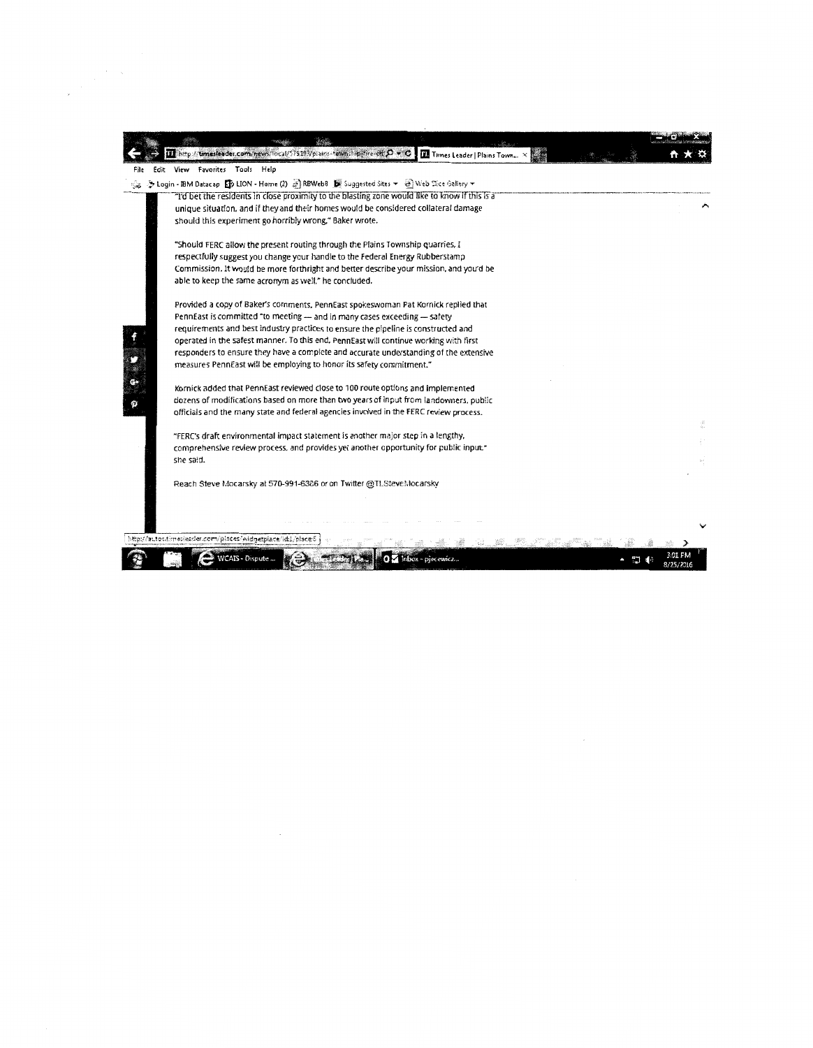"I'd bet the residents in close proximity to the blasting zone would like to know if this is a unique situation, and if they and their homes would be considered collateral damage should this experiment go horribly wrong," Baker wrote.

"Should FERC allow the present routing through the Plains Township quarries, I respectfully suggest you change your handle to the Federal Energy Rubberstamp Commission. It would be more forthright and better describe your mission, and you'd be able to keep the same acronym as well," he concluded.

Provided a copy of Baker's comments, PennEast spokeswoman Pat Kornick replied that PennEast is committed "to meeting — and in many cases exceeding — safety requirements and best industry practices to ensure the pipeline is constructed and operated in the safest manner. To this end, PennEast will continue working with first responders to ensure they have a complete and accurate understanding of the extensive measures PennEast will be employing to honor its safety commitment."

Kornick added that PennEast reviewed close to 100 route options and implemented dozens of modifications based on more than two years of input from landowners, public officials and the many state and federal agencies involved in the FERC review process.

"FERC's draft environmental impact statement is another major step in a lengthy, comprehensive review process, and provides yet another opportunity for public input," she said.

Reach Steve Mocarsky at 570-991-6386 or on Twitter @TLSteveMocarsky